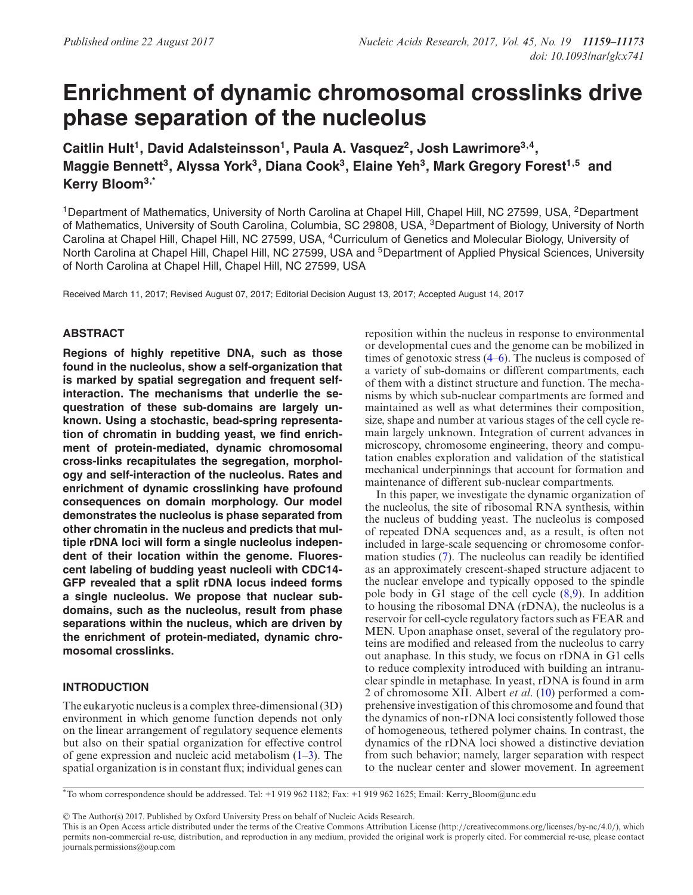Published online 22 August 2017

# Enrichment of dynamic chromosomal crosslinks drive phase separation of the nucleolus

**Caitlin Hult[1], David Adalsteinsson[1], Paula A. Vasquez[2], Josh Lawrimore[3,4], Maggie Bennett[3], Alyssa York[3], Diana Cook[3], Elaine Yeh[3], Mark Gregory Forest[1,5] and Kerry Bloom[3,*]**

[1]Department of Mathematics, University of North Carolina at Chapel Hill, Chapel Hill, NC 27599, USA, [2]Department of Mathematics, University of South Carolina, Columbia, SC 29808, USA, [3]Department of Biology, University of North Carolina at Chapel Hill, Chapel Hill, NC 27599, USA, [4]Curriculum of Genetics and Molecular Biology, University of North Carolina at Chapel Hill, Chapel Hill, NC 27599, USA and [5]Department of Applied Physical Sciences, University of North Carolina at Chapel Hill, Chapel Hill, NC 27599, USA

Received March 11, 2017; Revised August 07, 2017; Editorial Decision August 13, 2017; Accepted August 14, 2017

## ABSTRACT

**Regions of highly repetitive DNA, such as those found in the nucleolus, show a self-organization that is marked by spatial segregation and frequent self-interaction. The mechanisms that underlie the sequestration of these sub-domains are largely unknown. Using a stochastic, bead-spring representation of chromatin in budding yeast, we find enrichment of protein-mediated, dynamic chromosomal cross-links recapitulates the segregation, morphology and self-interaction of the nucleolus. Rates and enrichment of dynamic crosslinking have profound consequences on domain morphology. Our model demonstrates the nucleolus is phase separated from other chromatin in the nucleus and predicts that multiple rDNA loci will form a single nucleolus independent of their location within the genome. Fluorescent labeling of budding yeast nucleoli with CDC14-GFP revealed that a split rDNA locus indeed forms a single nucleolus. We propose that nuclear sub-domains, such as the nucleolus, result from phase separations within the nucleus, which are driven by the enrichment of protein-mediated, dynamic chromosomal crosslinks.**

## INTRODUCTION

The eukaryotic nucleus is a complex three-dimensional (3D) environment in which genome function depends not only on the linear arrangement of regulatory sequence elements but also on their spatial organization for effective control of gene expression and nucleic acid metabolism (1–3). The spatial organization is in constant flux; individual genes can reposition within the nucleus in response to environmental or developmental cues and the genome can be mobilized in times of genotoxic stress (4–6). The nucleus is composed of a variety of sub-domains or different compartments, each of them with a distinct structure and function. The mechanisms by which sub-nuclear compartments are formed and maintained as well as what determines their composition, size, shape and number at various stages of the cell cycle remain largely unknown. Integration of current advances in microscopy, chromosome engineering, theory and computation enables exploration and validation of the statistical mechanical underpinnings that account for formation and maintenance of different sub-nuclear compartments.

In this paper, we investigate the dynamic organization of the nucleolus, the site of ribosomal RNA synthesis, within the nucleus of budding yeast. The nucleolus is composed of repeated DNA sequences and, as a result, is often not included in large-scale sequencing or chromosome conformation studies (7). The nucleolus can readily be identified as an approximately crescent-shaped structure adjacent to the nuclear envelope and typically opposed to the spindle pole body in G1 stage of the cell cycle (8,9). In addition to housing the ribosomal DNA (rDNA), the nucleolus is a reservoir for cell-cycle regulatory factors such as FEAR and MEN. Upon anaphase onset, several of the regulatory proteins are modified and released from the nucleolus to carry out anaphase. In this study, we focus on rDNA in G1 cells to reduce complexity introduced with building an intranuclear spindle in metaphase. In yeast, rDNA is found in arm 2 of chromosome XII. Albert *et al*. (10) performed a comprehensive investigation of this chromosome and found that the dynamics of non-rDNA loci consistently followed those of homogeneous, tethered polymer chains. In contrast, the dynamics of the rDNA loci showed a distinctive deviation from such behavior; namely, larger separation with respect to the nuclear center and slower movement. In agreement

*To whom correspondence should be addressed. Tel: +1 919 962 1182; Fax: +1 919 962 1625; Email: Kerry_Bloom@unc.edu

© The Author(s) 2017. Published by Oxford University Press on behalf of Nucleic Acids Research.
This is an Open Access article distributed under the terms of the Creative Commons Attribution License (http://creativecommons.org/licenses/by-nc/4.0/), which permits non-commercial re-use, distribution, and reproduction in any medium, provided the original work is properly cited. For commercial re-use, please contact journals.permissions@oup.com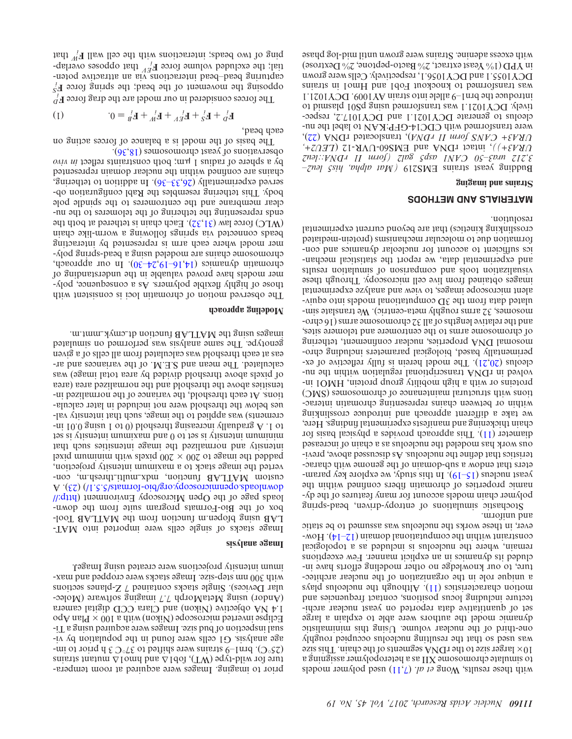with these results, Wong *et al.* (7,11) used polymer models to simulate chromosome XII as a heteropolymer assigning a 10× larger size to the rDNA segments of the chain. This size was used so that the resulting nucleolus occupied roughly one-third of the nuclear volume. Using this minimalistic dynamic model the authors were able to explain a large set of quantitative data reported on yeast nuclear architecture including locus positions, contact frequencies and motion characteristics (11). Although the nucleolus plays a unique role in the organization of the nuclear architecture, to our knowledge no other modeling efforts have included its dynamics in an explicit manner. Few exceptions remain, where the nucleolus is included as a topological constraint within the computational domain (12–14). However, in these works the nucleolus was assumed to be static and uniform.

Stochastic simulations of entropy-driven, bead-spring polymer chain models account for many features of the dynamic properties of chromatin fibers confined within the yeast nucleus (15–19). In this study, we explore key parameters that endow a sub-domain of the genome with characteristics that define the nucleolus. As discussed above, previous work has modeled the nucleolus as a chain of increased diameter (11). This approach provides a physical basis for chain thickening and manifests experimental findings. Here, we take a different approach and introduce crosslinking within or between chains representing chromatin interactions with structural maintenance of chromosomes (SMC) proteins or with a high mobility group protein, HMO1 involved in rDNA transcriptional regulation within the nucleolus (20,21). The model herein is fully reflective of experimentally based, biological parameters including chromosomal DNA properties, nuclear confinement, tethering of chromosome arms to the centromere and telomere sites, and the relative lengths of all 32 chromosome arms (16 chromosomes, 32 arms roughly meta-centric). We translate simulated data from the 3D computational models into equivalent microscope images, to view and analyze experimental images obtained from live cell microscopy. Through these visualization tools and comparison of simulation results and experimental data, we report the statistical mechanics are sufficient to account for nucleolar dynamics and conformation due to molecular mechanisms (protein-mediated crosslinking kinetics) that are beyond current experimental resolution.

## MATERIALS AND METHODS

### Strains and imaging

Budding yeast strains EMS219 (*Mat alpha, his5 leu2–3,212 ura3–50 CAN1 asp5 gal2 (form II rDNA::leu2 URA3+)*), intact rDNA and EMS60-UVR-12 (*LEU2+, URA3+ CAN5 form II rDNA*), translocated rDNA (22), were transformed with CDC14-GFP:KAN to label the nucleolus to generate DCY1021.1 and DCY1017.2, respectively. DCY1021.1 was transformed using pS01 plasmid to introduce the brn1–9 allele into strain AY1009. DCY1021.1 was transformed to knockout Fob1 and Hmo1 in strains DCY1055.1 and DCY1056.1, respectively. Cells were grown in YPD (1% Yeast extract, 2% Bacto-peptone, 2% Dextrose) with excess adenine. Strains were grown until mid-log phase prior to imaging. Images were acquired at room temperature for wild-type (WT), fob1Δ and hmo1Δ mutant strains (25°C). brn1–9 strains were shifted to 37°C 3 h prior to image analysis. G1 cells were found in the population by visual inspection of bud size. Images were acquired using a Ti-Eclipse inverted microscope (Nikon) with a 100 × Plan Apo 1.4 NA objective (Nikon) and Clara CCD digital camera (Andor) using MetaMorph 7.7 imaging software (Molecular Devices). Single stacks contained 7 Z-planes sections with 300 nm step-size. Image stacks were cropped and maximum intensity projections were created using ImageJ.

### Image analysis

Image stacks of single cells were imported into MATLAB using bfopen.m function from the MATLAB Toolbox of the Bio-Formats program suite from the downloads page of the Open Microscopy Environment (http://downloads.openmicroscopy.org/bio-formats/5.5.1/) (23). A custom MATLAB function, mdx_multi_thresh.m, converted the image stack to a maximum intensity projection, padded the image to 200 × 200 pixels with minimum pixel intensity and normalized the image intensities such that minimum intensity is set to 0 and maximum intensity is set to 1. A gradually increasing threshold (0 to 1 using 0.01 increments) was applied to the image, such that intensity values below the threshold were not included in later calculations. At each threshold, the variance of the normalized intensities above the threshold and the normalized area (area of pixels above threshold divided by area total image) was calculated. The mean and S.E.M. of the variances and areas at each threshold was calculated from all cells of a given genotype. The same analysis was performed on simulated images using the MATLAB function dt_cmyk_mmt.m.

### Modeling approach

The observed motion of chromatin loci is consistent with those of highly flexible polymers. As a consequence, polymer models have proved valuable in the understanding of chromatin dynamics (14,16–19,24–30). In our approach, chromosome chains are modeled using a bead-spring polymer model where each arm is represented by interacting beads connected via springs following a worm-like chain (WLC) force law (31,32). Each chain is tethered at both the ends representing the tethering of the telomeres to the nuclear membrane and the centromeres to the spindle pole body. This tethering resembles the Rabl configuration observed experimentally (26,33–36). In addition to tethering, chains are confined within the nuclear domain represented by a sphere of radius 1 μm; both constraints reflect *in vivo* observations of yeast chromosomes (18,36).

The basis of the model is a balance of forces acting on each bead,

$$\mathbf{F}_D^i + \mathbf{F}_S^i + \mathbf{F}_{EV}^i + \mathbf{F}_W^i + \mathbf{F}_B^i = 0. \quad (1)$$

The forces considered in our model are the drag force $\mathbf{F}_D^i$ opposing the movement of the bead; the spring force $\mathbf{F}_S^i$ capturing bead–bead interactions via an attractive potential; the excluded volume force $\mathbf{F}_{EV}^i$ that opposes overlapping of two beads; interactions with the cell wall $\mathbf{F}_W^i$ that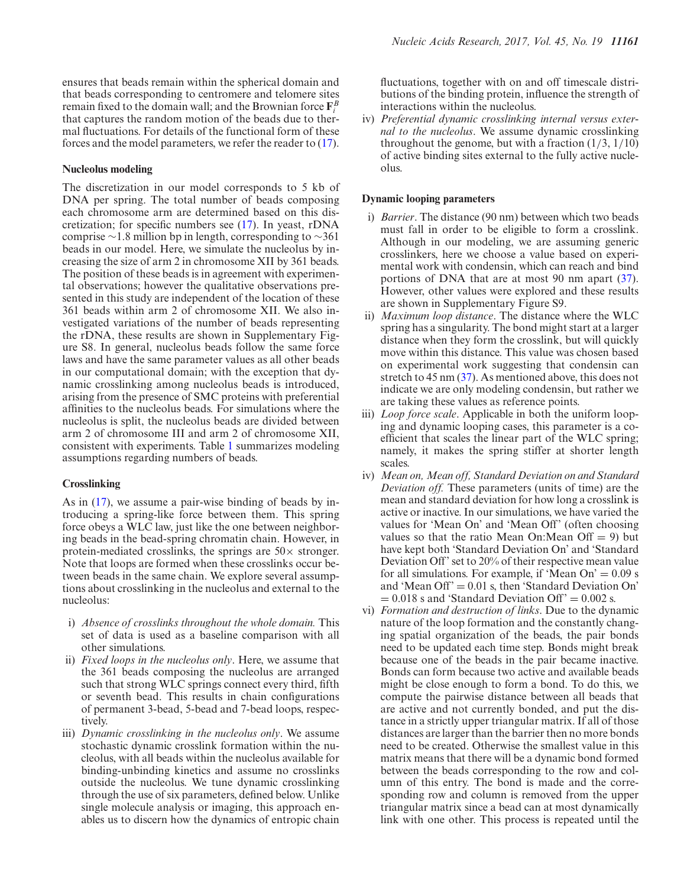ensures that beads remain within the spherical domain and that beads corresponding to centromere and telomere sites remain fixed to the domain wall; and the Brownian force $\mathbf{F}_i^B$ that captures the random motion of the beads due to thermal fluctuations. For details of the functional form of these forces and the model parameters, we refer the reader to (17).

### Nucleolus modeling

The discretization in our model corresponds to 5 kb of DNA per spring. The total number of beads composing each chromosome arm are determined based on this discretization; for specific numbers see (17). In yeast, rDNA comprise ∼1.8 million bp in length, corresponding to ∼361 beads in our model. Here, we simulate the nucleolus by increasing the size of arm 2 in chromosome XII by 361 beads. The position of these beads is in agreement with experimental observations; however the qualitative observations presented in this study are independent of the location of these 361 beads within arm 2 of chromosome XII. We also investigated variations of the number of beads representing the rDNA, these results are shown in Supplementary Figure S8. In general, nucleolus beads follow the same force laws and have the same parameter values as all other beads in our computational domain; with the exception that dynamic crosslinking among nucleolus beads is introduced, arising from the presence of SMC proteins with preferential affinities to the nucleolus beads. For simulations where the nucleolus is split, the nucleolus beads are divided between arm 2 of chromosome III and arm 2 of chromosome XII, consistent with experiments. Table 1 summarizes modeling assumptions regarding numbers of beads.

### Crosslinking

As in (17), we assume a pair-wise binding of beads by introducing a spring-like force between them. This spring force obeys a WLC law, just like the one between neighboring beads in the bead-spring chromatin chain. However, in protein-mediated crosslinks, the springs are 50× stronger. Note that loops are formed when these crosslinks occur between beads in the same chain. We explore several assumptions about crosslinking in the nucleolus and external to the nucleolus:

i) *Absence of crosslinks throughout the whole domain.* This set of data is used as a baseline comparison with all other simulations.
ii) *Fixed loops in the nucleolus only*. Here, we assume that the 361 beads composing the nucleolus are arranged such that strong WLC springs connect every third, fifth or seventh bead. This results in chain configurations of permanent 3-bead, 5-bead and 7-bead loops, respectively.
iii) *Dynamic crosslinking in the nucleolus only*. We assume stochastic dynamic crosslink formation within the nucleolus, with all beads within the nucleolus available for binding-unbinding kinetics and assume no crosslinks outside the nucleolus. We tune dynamic crosslinking through the use of six parameters, defined below. Unlike single molecule analysis or imaging, this approach enables us to discern how the dynamics of entropic chain fluctuations, together with on and off timescale distributions of the binding protein, influence the strength of interactions within the nucleolus.
iv) *Preferential dynamic crosslinking internal versus external to the nucleolus*. We assume dynamic crosslinking throughout the genome, but with a fraction (1/3, 1/10) of active binding sites external to the fully active nucleolus.

### Dynamic looping parameters

i) *Barrier*. The distance (90 nm) between which two beads must fall in order to be eligible to form a crosslink. Although in our modeling, we are assuming generic crosslinkers, here we choose a value based on experimental work with condensin, which can reach and bind portions of DNA that are at most 90 nm apart (37). However, other values were explored and these results are shown in Supplementary Figure S9.
ii) *Maximum loop distance*. The distance where the WLC spring has a singularity. The bond might start at a larger distance when they form the crosslink, but will quickly move within this distance. This value was chosen based on experimental work suggesting that condensin can stretch to 45 nm (37). As mentioned above, this does not indicate we are only modeling condensin, but rather we are taking these values as reference points.
iii) *Loop force scale*. Applicable in both the uniform looping and dynamic looping cases, this parameter is a coefficient that scales the linear part of the WLC spring; namely, it makes the spring stiffer at shorter length scales.
iv) *Mean on, Mean off, Standard Deviation on and Standard Deviation off.* These parameters (units of time) are the mean and standard deviation for how long a crosslink is active or inactive. In our simulations, we have varied the values for 'Mean On' and 'Mean Off' (often choosing values so that the ratio Mean On:Mean Off = 9) but have kept both 'Standard Deviation On' and 'Standard Deviation Off' set to 20% of their respective mean value for all simulations. For example, if 'Mean On' = 0.09 s and 'Mean Off' = 0.01 s, then 'Standard Deviation On' = 0.018 s and 'Standard Deviation Off' = 0.002 s.
vi) *Formation and destruction of links*. Due to the dynamic nature of the loop formation and the constantly changing spatial organization of the beads, the pair bonds need to be updated each time step. Bonds might break because one of the beads in the pair became inactive. Bonds can form because two active and available beads might be close enough to form a bond. To do this, we compute the pairwise distance between all beads that are active and not currently bonded, and put the distance in a strictly upper triangular matrix. If all of those distances are larger than the barrier then no more bonds need to be created. Otherwise the smallest value in this matrix means that there will be a dynamic bond formed between the beads corresponding to the row and column of this entry. The bond is made and the corresponding row and column is removed from the upper triangular matrix since a bead can at most dynamically link with one other. This process is repeated until the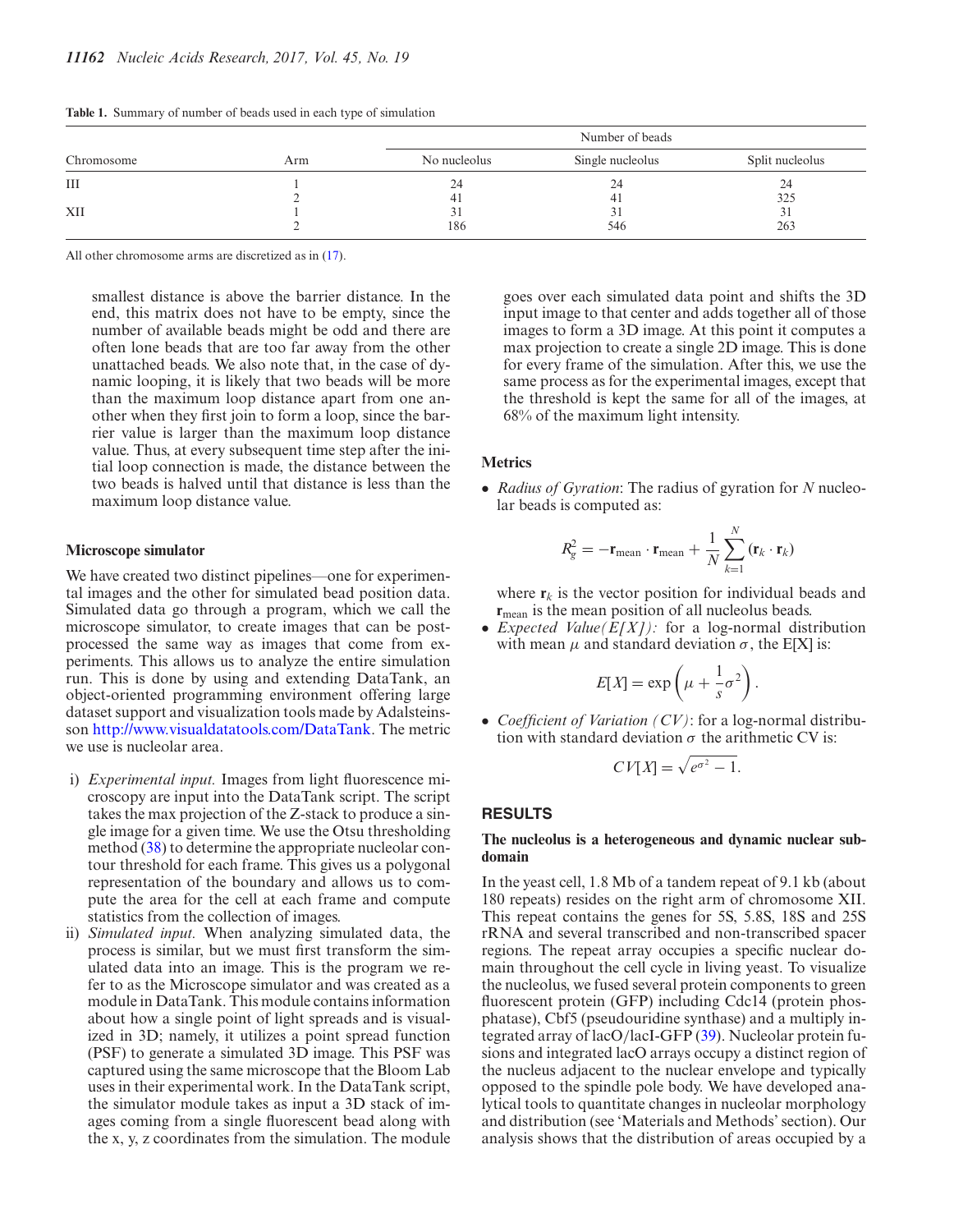**Table 1.** Summary of number of beads used in each type of simulation

| Chromosome | Arm | Number of beads | | |
|---|---|---|---|---|
| | | No nucleolus | Single nucleolus | Split nucleolus |
| III | 1 | 24 | 24 | 24 |
| | 2 | 41 | 41 | 325 |
| XII | 1 | 31 | 31 | 31 |
| | 2 | 186 | 546 | 263 |

All other chromosome arms are discretized as in (17).

smallest distance is above the barrier distance. In the end, this matrix does not have to be empty, since the number of available beads might be odd and there are often lone beads that are too far away from the other unattached beads. We also note that, in the case of dynamic looping, it is likely that two beads will be more than the maximum loop distance apart from one another when they first join to form a loop, since the barrier value is larger than the maximum loop distance value. Thus, at every subsequent time step after the initial loop connection is made, the distance between the two beads is halved until that distance is less than the maximum loop distance value.

### Microscope simulator

We have created two distinct pipelines—one for experimental images and the other for simulated bead position data. Simulated data go through a program, which we call the microscope simulator, to create images that can be post-processed the same way as images that come from experiments. This allows us to analyze the entire simulation run. This is done by using and extending DataTank, an object-oriented programming environment offering large dataset support and visualization tools made by Adalsteinsson http://www.visualdatatools.com/DataTank. The metric we use is nucleolar area.

i) *Experimental input.* Images from light fluorescence microscopy are input into the DataTank script. The script takes the max projection of the Z-stack to produce a single image for a given time. We use the Otsu thresholding method (38) to determine the appropriate nucleolar contour threshold for each frame. This gives us a polygonal representation of the boundary and allows us to compute the area for the cell at each frame and compute statistics from the collection of images.

ii) *Simulated input.* When analyzing simulated data, the process is similar, but we must first transform the simulated data into an image. This is the program we refer to as the Microscope simulator and was created as a module in DataTank. This module contains information about how a single point of light spreads and is visualized in 3D; namely, it utilizes a point spread function (PSF) to generate a simulated 3D image. This PSF was captured using the same microscope that the Bloom Lab uses in their experimental work. In the DataTank script, the simulator module takes as input a 3D stack of images coming from a single fluorescent bead along with the x, y, z coordinates from the simulation. The module goes over each simulated data point and shifts the 3D input image to that center and adds together all of those images to form a 3D image. At this point it computes a max projection to create a single 2D image. This is done for every frame of the simulation. After this, we use the same process as for the experimental images, except that the threshold is kept the same for all of the images, at 68% of the maximum light intensity.

### Metrics

- *Radius of Gyration*: The radius of gyration for $N$ nucleolar beads is computed as:

$$R_g^2 = -\mathbf{r}_{\text{mean}} \cdot \mathbf{r}_{\text{mean}} + \frac{1}{N}\sum_{k=1}^{N}(\mathbf{r}_k \cdot \mathbf{r}_k)$$

where $\mathbf{r}_k$ is the vector position for individual beads and $\mathbf{r}_{\text{mean}}$ is the mean position of all nucleolus beads.

- *Expected Value(E[X]):* for a log-normal distribution with mean $\mu$ and standard deviation $\sigma$, the E[X] is:

$$E[X] = \exp\left(\mu + \frac{1}{s}\sigma^2\right).$$

- *Coefficient of Variation (CV)*: for a log-normal distribution with standard deviation $\sigma$ the arithmetic CV is:

$$CV[X] = \sqrt{e^{\sigma^2} - 1}.$$

## RESULTS

### The nucleolus is a heterogeneous and dynamic nuclear subdomain

In the yeast cell, 1.8 Mb of a tandem repeat of 9.1 kb (about 180 repeats) resides on the right arm of chromosome XII. This repeat contains the genes for 5S, 5.8S, 18S and 25S rRNA and several transcribed and non-transcribed spacer regions. The repeat array occupies a specific nuclear domain throughout the cell cycle in living yeast. To visualize the nucleolus, we fused several protein components to green fluorescent protein (GFP) including Cdc14 (protein phosphatase), Cbf5 (pseudouridine synthase) and a multiply integrated array of lacO/lacI-GFP (39). Nucleolar protein fusions and integrated lacO arrays occupy a distinct region of the nucleus adjacent to the nuclear envelope and typically opposed to the spindle pole body. We have developed analytical tools to quantitate changes in nucleolar morphology and distribution (see 'Materials and Methods' section). Our analysis shows that the distribution of areas occupied by a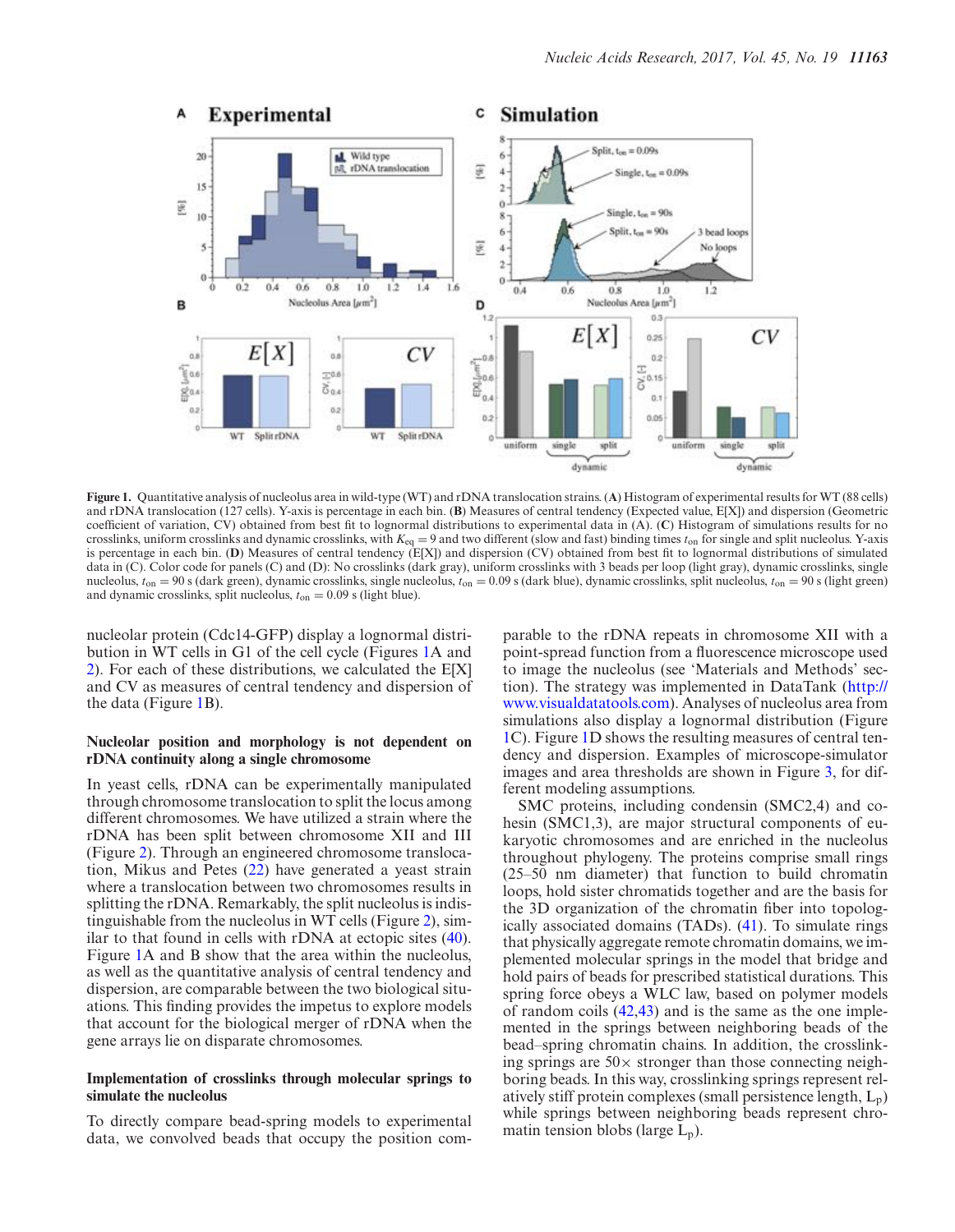**Figure 1.** Quantitative analysis of nucleolus area in wild-type (WT) and rDNA translocation strains. (**A**) Histogram of experimental results for WT (88 cells) and rDNA translocation (127 cells). Y-axis is percentage in each bin. (**B**) Measures of central tendency (Expected value, E[X]) and dispersion (Geometric coefficient of variation, CV) obtained from best fit to lognormal distributions to experimental data in (A). (**C**) Histogram of simulations results for no crosslinks, uniform crosslinks and dynamic crosslinks, with $K_{eq} = 9$ and two different (slow and fast) binding times $t_{on}$ for single and split nucleolus. Y-axis is percentage in each bin. (**D**) Measures of central tendency (E[X]) and dispersion (CV) obtained from best fit to lognormal distributions of simulated data in (C). Color code for panels (C) and (D): No crosslinks (dark gray), uniform crosslinks with 3 beads per loop (light gray), dynamic crosslinks, single nucleolus, $t_{on} = 90$ s (dark green), dynamic crosslinks, single nucleolus, $t_{on} = 0.09$ s (dark blue), dynamic crosslinks, split nucleolus, $t_{on} = 90$ s (light green) and dynamic crosslinks, split nucleolus, $t_{on} = 0.09$ s (light blue).

nucleolar protein (Cdc14-GFP) display a lognormal distribution in WT cells in G1 of the cell cycle (Figures 1A and 2). For each of these distributions, we calculated the E[X] and CV as measures of central tendency and dispersion of the data (Figure 1B).

### Nucleolar position and morphology is not dependent on rDNA continuity along a single chromosome

In yeast cells, rDNA can be experimentally manipulated through chromosome translocation to split the locus among different chromosomes. We have utilized a strain where the rDNA has been split between chromosome XII and III (Figure 2). Through an engineered chromosome translocation, Mikus and Petes (22) have generated a yeast strain where a translocation between two chromosomes results in splitting the rDNA. Remarkably, the split nucleolus is indistinguishable from the nucleolus in WT cells (Figure 2), similar to that found in cells with rDNA at ectopic sites (40). Figure 1A and B show that the area within the nucleolus, as well as the quantitative analysis of central tendency and dispersion, are comparable between the two biological situations. This finding provides the impetus to explore models that account for the biological merger of rDNA when the gene arrays lie on disparate chromosomes.

### Implementation of crosslinks through molecular springs to simulate the nucleolus

To directly compare bead-spring models to experimental data, we convolved beads that occupy the position comparable to the rDNA repeats in chromosome XII with a point-spread function from a fluorescence microscope used to image the nucleolus (see 'Materials and Methods' section). The strategy was implemented in DataTank (http://www.visualdatatools.com). Analyses of nucleolus area from simulations also display a lognormal distribution (Figure 1C). Figure 1D shows the resulting measures of central tendency and dispersion. Examples of microscope-simulator images and area thresholds are shown in Figure 3, for different modeling assumptions.

SMC proteins, including condensin (SMC2,4) and cohesin (SMC1,3), are major structural components of eukaryotic chromosomes and are enriched in the nucleolus throughout phylogeny. The proteins comprise small rings (25–50 nm diameter) that function to build chromatin loops, hold sister chromatids together and are the basis for the 3D organization of the chromatin fiber into topologically associated domains (TADs). (41). To simulate rings that physically aggregate remote chromatin domains, we implemented molecular springs in the model that bridge and hold pairs of beads for prescribed statistical durations. This spring force obeys a WLC law, based on polymer models of random coils (42,43) and is the same as the one implemented in the springs between neighboring beads of the bead–spring chromatin chains. In addition, the crosslinking springs are 50× stronger than those connecting neighboring beads. In this way, crosslinking springs represent relatively stiff protein complexes (small persistence length, $L_p$) while springs between neighboring beads represent chromatin tension blobs (large $L_p$).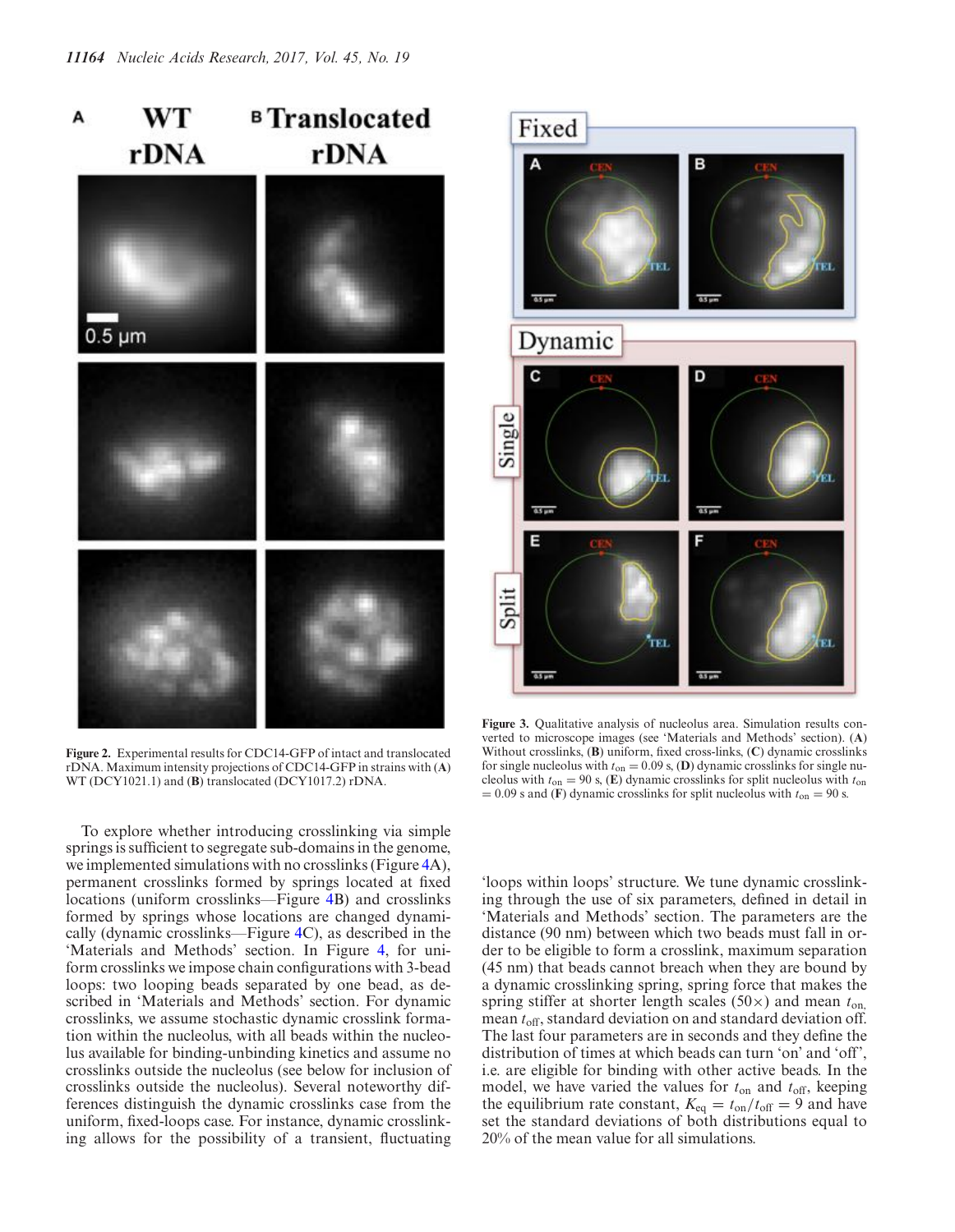**Figure 2.** Experimental results for CDC14-GFP of intact and translocated rDNA. Maximum intensity projections of CDC14-GFP in strains with (**A**) WT (DCY1021.1) and (**B**) translocated (DCY1017.2) rDNA.

**Figure 3.** Qualitative analysis of nucleolus area. Simulation results converted to microscope images (see 'Materials and Methods' section). (**A**) Without crosslinks, (**B**) uniform, fixed cross-links, (**C**) dynamic crosslinks for single nucleolus with $t_{on} = 0.09$ s, (**D**) dynamic crosslinks for single nucleolus with $t_{on} = 90$ s, (**E**) dynamic crosslinks for split nucleolus with $t_{on} = 0.09$ s and (**F**) dynamic crosslinks for split nucleolus with $t_{on} = 90$ s.

To explore whether introducing crosslinking via simple springs is sufficient to segregate sub-domains in the genome, we implemented simulations with no crosslinks (Figure 4A), permanent crosslinks formed by springs located at fixed locations (uniform crosslinks—Figure 4B) and crosslinks formed by springs whose locations are changed dynamically (dynamic crosslinks—Figure 4C), as described in the 'Materials and Methods' section. In Figure 4, for uniform crosslinks we impose chain configurations with 3-bead loops: two looping beads separated by one bead, as described in 'Materials and Methods' section. For dynamic crosslinks, we assume stochastic dynamic crosslink formation within the nucleolus, with all beads within the nucleolus available for binding-unbinding kinetics and assume no crosslinks outside the nucleolus (see below for inclusion of crosslinks outside the nucleolus). Several noteworthy differences distinguish the dynamic crosslinks case from the uniform, fixed-loops case. For instance, dynamic crosslinking allows for the possibility of a transient, fluctuating 'loops within loops' structure. We tune dynamic crosslinking through the use of six parameters, defined in detail in 'Materials and Methods' section. The parameters are the distance (90 nm) between which two beads must fall in order to be eligible to form a crosslink, maximum separation (45 nm) that beads cannot breach when they are bound by a dynamic crosslinking spring, spring force that makes the spring stiffer at shorter length scales (50×) and mean $t_{on}$, mean $t_{off}$, standard deviation on and standard deviation off. The last four parameters are in seconds and they define the distribution of times at which beads can turn 'on' and 'off', i.e. are eligible for binding with other active beads. In the model, we have varied the values for $t_{on}$ and $t_{off}$, keeping the equilibrium rate constant, $K_{eq} = t_{on}/t_{off} = 9$ and have set the standard deviations of both distributions equal to 20% of the mean value for all simulations.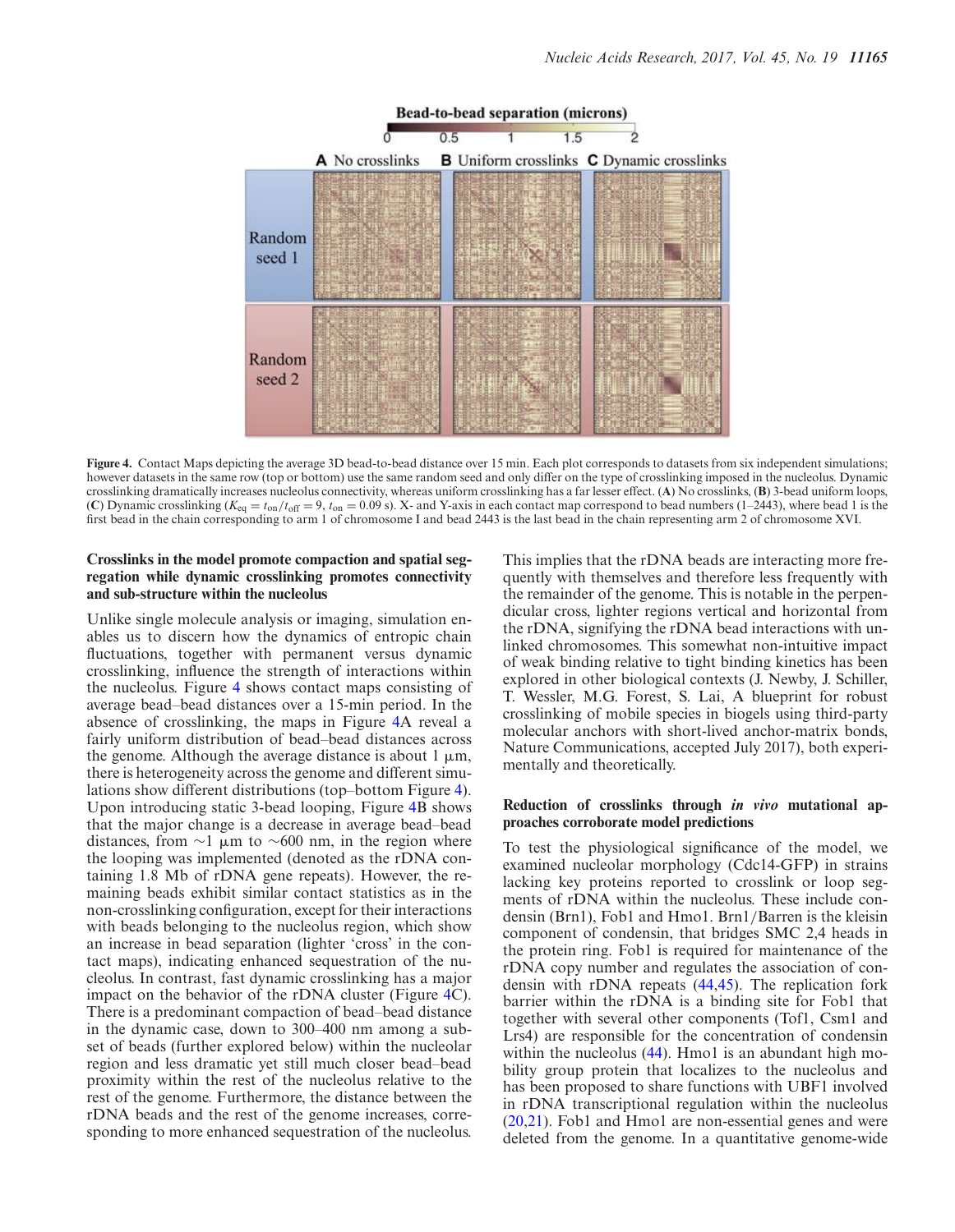**Figure 4.** Contact Maps depicting the average 3D bead-to-bead distance over 15 min. Each plot corresponds to datasets from six independent simulations; however datasets in the same row (top or bottom) use the same random seed and only differ on the type of crosslinking imposed in the nucleolus. Dynamic crosslinking dramatically increases nucleolus connectivity, whereas uniform crosslinking has a far lesser effect. (**A**) No crosslinks, (**B**) 3-bead uniform loops, (**C**) Dynamic crosslinking ($K_{eq} = t_{on}/t_{off} = 9$, $t_{on} = 0.09$ s). X- and Y-axis in each contact map correspond to bead numbers (1–2443), where bead 1 is the first bead in the chain corresponding to arm 1 of chromosome I and bead 2443 is the last bead in the chain representing arm 2 of chromosome XVI.

### Crosslinks in the model promote compaction and spatial segregation while dynamic crosslinking promotes connectivity and sub-structure within the nucleolus

Unlike single molecule analysis or imaging, simulation enables us to discern how the dynamics of entropic chain fluctuations, together with permanent versus dynamic crosslinking, influence the strength of interactions within the nucleolus. Figure 4 shows contact maps consisting of average bead–bead distances over a 15-min period. In the absence of crosslinking, the maps in Figure 4A reveal a fairly uniform distribution of bead–bead distances across the genome. Although the average distance is about 1 μm, there is heterogeneity across the genome and different simulations show different distributions (top–bottom Figure 4). Upon introducing static 3-bead looping, Figure 4B shows that the major change is a decrease in average bead–bead distances, from ~1 μm to ~600 nm, in the region where the looping was implemented (denoted as the rDNA containing 1.8 Mb of rDNA gene repeats). However, the remaining beads exhibit similar contact statistics as in the non-crosslinking configuration, except for their interactions with beads belonging to the nucleolus region, which show an increase in bead separation (lighter 'cross' in the contact maps), indicating enhanced sequestration of the nucleolus. In contrast, fast dynamic crosslinking has a major impact on the behavior of the rDNA cluster (Figure 4C). There is a predominant compaction of bead–bead distance in the dynamic case, down to 300–400 nm among a subset of beads (further explored below) within the nucleolar region and less dramatic yet still much closer bead–bead proximity within the rest of the nucleolus relative to the rest of the genome. Furthermore, the distance between the rDNA beads and the rest of the genome increases, corresponding to more enhanced sequestration of the nucleolus. This implies that the rDNA beads are interacting more frequently with themselves and therefore less frequently with the remainder of the genome. This is notable in the perpendicular cross, lighter regions vertical and horizontal from the rDNA, signifying the rDNA bead interactions with unlinked chromosomes. This somewhat non-intuitive impact of weak binding relative to tight binding kinetics has been explored in other biological contexts (J. Newby, J. Schiller, T. Wessler, M.G. Forest, S. Lai, A blueprint for robust crosslinking of mobile species in biogels using third-party molecular anchors with short-lived anchor-matrix bonds, Nature Communications, accepted July 2017), both experimentally and theoretically.

### Reduction of crosslinks through *in vivo* mutational approaches corroborate model predictions

To test the physiological significance of the model, we examined nucleolar morphology (Cdc14-GFP) in strains lacking key proteins reported to crosslink or loop segments of rDNA within the nucleolus. These include condensin (Brn1), Fob1 and Hmo1. Brn1/Barren is the kleisin component of condensin, that bridges SMC 2,4 heads in the protein ring. Fob1 is required for maintenance of the rDNA copy number and regulates the association of condensin with rDNA repeats (44,45). The replication fork barrier within the rDNA is a binding site for Fob1 that together with several other components (Tof1, Csm1 and Lrs4) are responsible for the concentration of condensin within the nucleolus (44). Hmo1 is an abundant high mobility group protein that localizes to the nucleolus and has been proposed to share functions with UBF1 involved in rDNA transcriptional regulation within the nucleolus (20,21). Fob1 and Hmo1 are non-essential genes and were deleted from the genome. In a quantitative genome-wide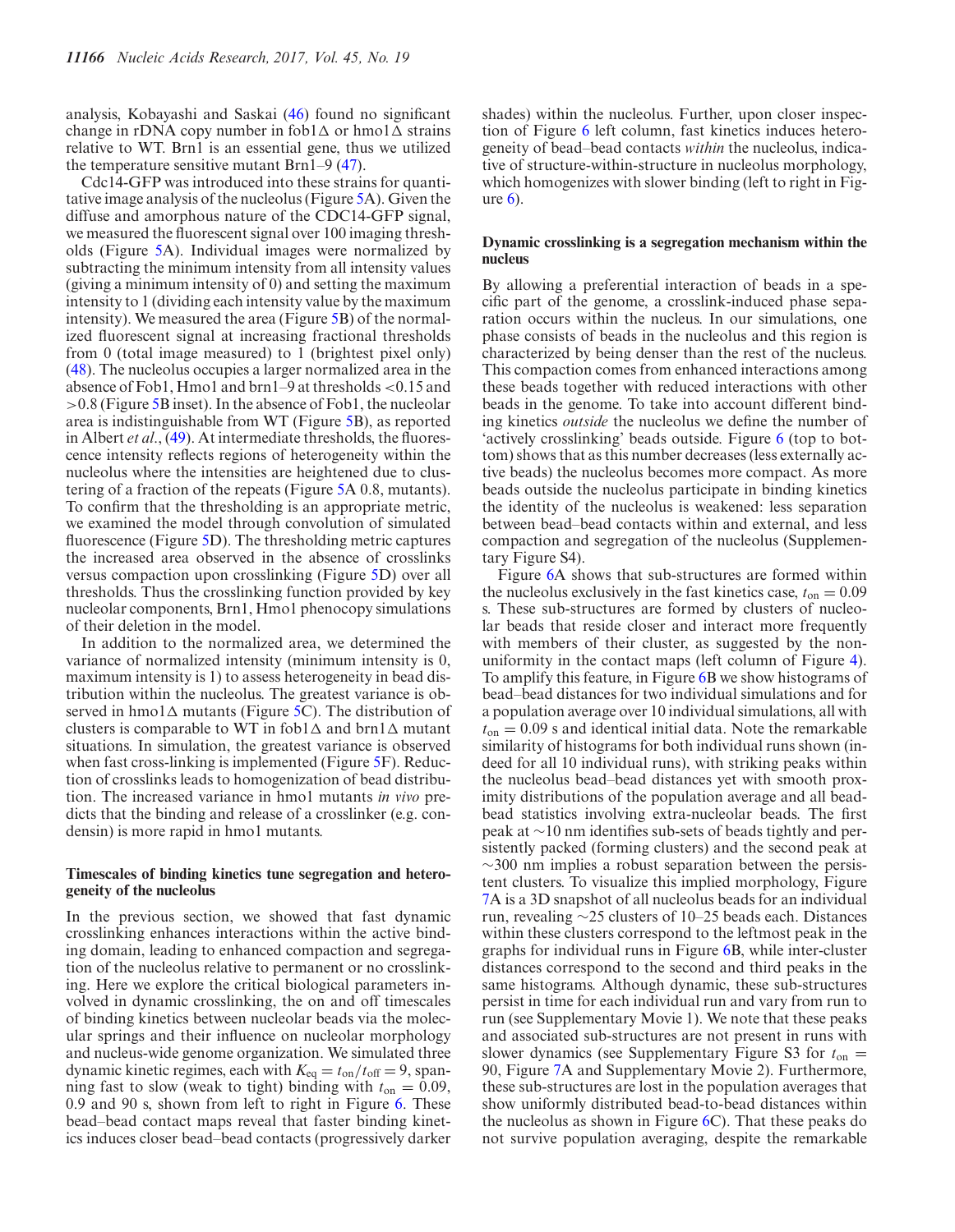analysis, Kobayashi and Saskai (46) found no significant change in rDNA copy number in fob1Δ or hmo1Δ strains relative to WT. Brn1 is an essential gene, thus we utilized the temperature sensitive mutant Brn1–9 (47).

Cdc14-GFP was introduced into these strains for quantitative image analysis of the nucleolus (Figure 5A). Given the diffuse and amorphous nature of the CDC14-GFP signal, we measured the fluorescent signal over 100 imaging thresholds (Figure 5A). Individual images were normalized by subtracting the minimum intensity from all intensity values (giving a minimum intensity of 0) and setting the maximum intensity to 1 (dividing each intensity value by the maximum intensity). We measured the area (Figure 5B) of the normalized fluorescent signal at increasing fractional thresholds from 0 (total image measured) to 1 (brightest pixel only) (48). The nucleolus occupies a larger normalized area in the absence of Fob1, Hmo1 and brn1–9 at thresholds <0.15 and >0.8 (Figure 5B inset). In the absence of Fob1, the nucleolar area is indistinguishable from WT (Figure 5B), as reported in Albert *et al*., (49). At intermediate thresholds, the fluorescence intensity reflects regions of heterogeneity within the nucleolus where the intensities are heightened due to clustering of a fraction of the repeats (Figure 5A 0.8, mutants). To confirm that the thresholding is an appropriate metric, we examined the model through convolution of simulated fluorescence (Figure 5D). The thresholding metric captures the increased area observed in the absence of crosslinkers versus compaction upon crosslinking (Figure 5D) over all thresholds. Thus the crosslinking function provided by key nucleolar components, Brn1, Hmo1 phenocopy simulations of their deletion in the model.

In addition to the normalized area, we determined the variance of normalized intensity (minimum intensity is 0, maximum intensity is 1) to assess heterogeneity in bead distribution within the nucleolus. The greatest variance is observed in hmo1Δ mutants (Figure 5C). The distribution of clusters is comparable to WT in fob1Δ and brn1Δ mutant situations. In simulation, the greatest variance is observed when fast cross-linking is implemented (Figure 5F). Reduction of crosslinks leads to homogenization of bead distribution. The increased variance in hmo1 mutants *in vivo* predicts that the binding and release of a crosslinker (e.g. condensin) is more rapid in hmo1 mutants.

### Timescales of binding kinetics tune segregation and heterogeneity of the nucleolus

In the previous section, we showed that fast dynamic crosslinking enhances interactions within the active binding domain, leading to enhanced compaction and segregation of the nucleolus relative to permanent or no crosslinking. Here we explore the critical biological parameters involved in dynamic crosslinking, the on and off timescales of binding kinetics between nucleolar beads via the molecular springs and their influence on nucleolar morphology and nucleus-wide genome organization. We simulated three dynamic kinetic regimes, each with $K_{eq} = t_{on}/t_{off} = 9$, spanning fast to slow (weak to tight) binding with $t_{on} = 0.09$, 0.9 and 90 s, shown from left to right in Figure 6. These bead–bead contact maps reveal that faster binding kinetics induces closer bead–bead contacts (progressively darker shades) within the nucleolus. Further, upon closer inspection of Figure 6 left column, fast kinetics induces heterogeneity of bead–bead contacts *within* the nucleolus, indicative of structure-within-structure in nucleolus morphology, which homogenizes with slower binding (left to right in Figure 6).

### Dynamic crosslinking is a segregation mechanism within the nucleus

By allowing a preferential interaction of beads in a specific part of the genome, a crosslink-induced phase separation occurs within the nucleus. In our simulations, one phase consists of beads in the nucleolus and this region is characterized by being denser than the rest of the nucleus. This compaction comes from enhanced interactions among these beads together with reduced interactions with other beads in the genome. To take into account different binding kinetics *outside* the nucleolus we define the number of 'actively crosslinking' beads outside. Figure 6 (top to bottom) shows that as this number decreases (less externally active beads) the nucleolus becomes more compact. As more beads outside the nucleolus participate in binding kinetics the identity of the nucleolus is weakened: less separation between bead–bead contacts within and external, and less compaction and segregation of the nucleolus (Supplementary Figure S4).

Figure 6A shows that sub-structures are formed within the nucleolus exclusively in the fast kinetics case, $t_{on} = 0.09$ s. These sub-structures are formed by clusters of nucleolar beads that reside closer and interact more frequently with members of their cluster, as suggested by the non-uniformity in the contact maps (left column of Figure 4). To amplify this feature, in Figure 6B we show histograms of bead–bead distances for two individual simulations and for a population average over 10 individual simulations, all with $t_{on} = 0.09$ s and identical initial data. Note the remarkable similarity of histograms for both individual runs shown (indeed for all 10 individual runs), with striking peaks within the nucleolus bead–bead distances yet with smooth proximity distributions of the population average and all bead-bead statistics involving extra-nucleolar beads. The first peak at ~10 nm identifies sub-sets of beads tightly and persistently packed (forming clusters) and the second peak at ~300 nm implies a robust separation between the persistent clusters. To visualize this implied morphology, Figure 7A is a 3D snapshot of all nucleolus beads for an individual run, revealing ~25 clusters of 10–25 beads each. Distances within these clusters correspond to the leftmost peak in the graphs for individual runs in Figure 6B, while inter-cluster distances correspond to the second and third peaks in the same histograms. Although dynamic, these sub-structures persist in time for each individual run and vary from run to run (see Supplementary Movie 1). We note that these peaks and associated sub-structures are not present in runs with slower dynamics (see Supplementary Figure S3 for $t_{on} = 90$, Figure 7A and Supplementary Movie 2). Furthermore, these sub-structures are lost in the population averages that show uniformly distributed bead-to-bead distances within the nucleolus as shown in Figure 6C). That these peaks do not survive population averaging, despite the remarkable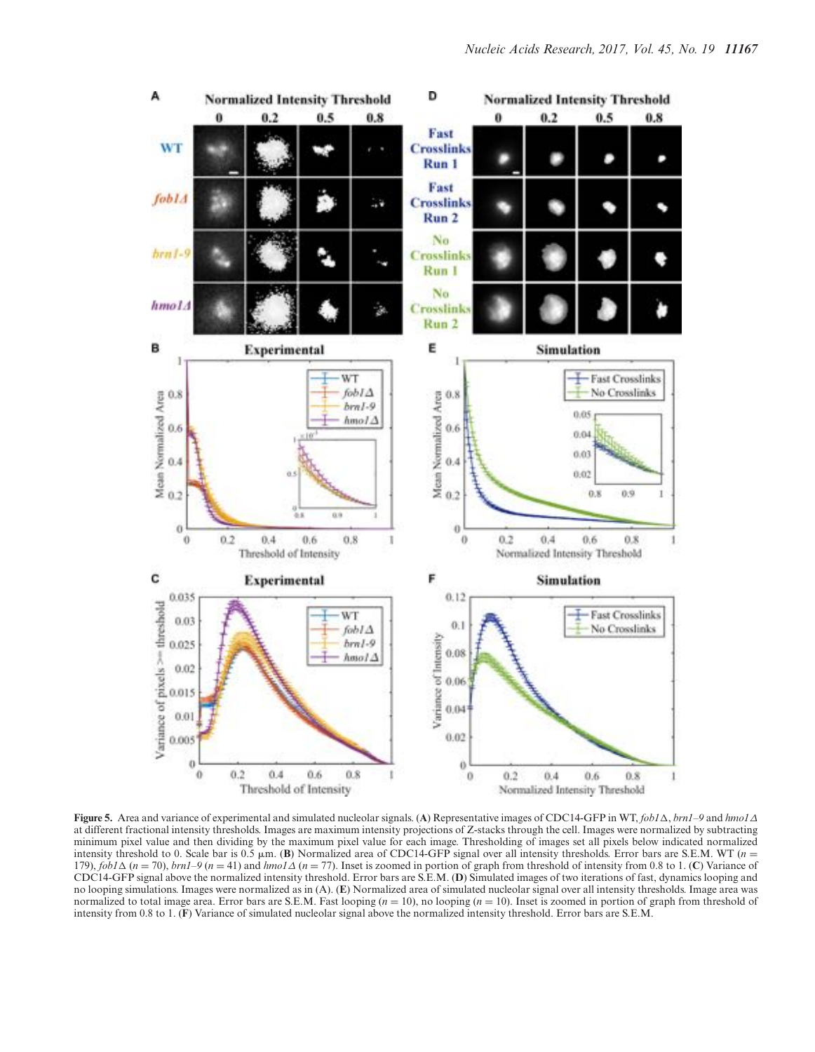**Figure 5.** Area and variance of experimental and simulated nucleolar signals. (**A**) Representative images of CDC14-GFP in WT, *fob1*Δ, *brn1–9* and *hmo1*Δ at different fractional intensity thresholds. Images are maximum intensity projections of Z-stacks through the cell. Images were normalized by subtracting minimum pixel value and then dividing by the maximum pixel value for each image. Thresholding of images set all pixels below indicated normalized intensity threshold to 0. Scale bar is 0.5 μm. (**B**) Normalized area of CDC14-GFP signal over all intensity thresholds. Error bars are S.E.M. WT ($n$ = 179), *fob1*Δ ($n$ = 70), *brn1–9* ($n$ = 41) and *hmo1*Δ ($n$ = 77). Inset is zoomed in portion of graph from threshold of intensity from 0.8 to 1. (**C**) Variance of CDC14-GFP signal above the normalized intensity threshold. Error bars are S.E.M. (**D**) Simulated images of two iterations of fast, dynamics looping and no looping simulations. Images were normalized as in (A). (**E**) Normalized area of simulated nucleolar signal over all intensity thresholds. Image area was normalized to total image area. Error bars are S.E.M. Fast looping ($n$ = 10), no looping ($n$ = 10). Inset is zoomed in portion of graph from threshold of intensity from 0.8 to 1. (**F**) Variance of simulated nucleolar signal above the normalized intensity threshold. Error bars are S.E.M.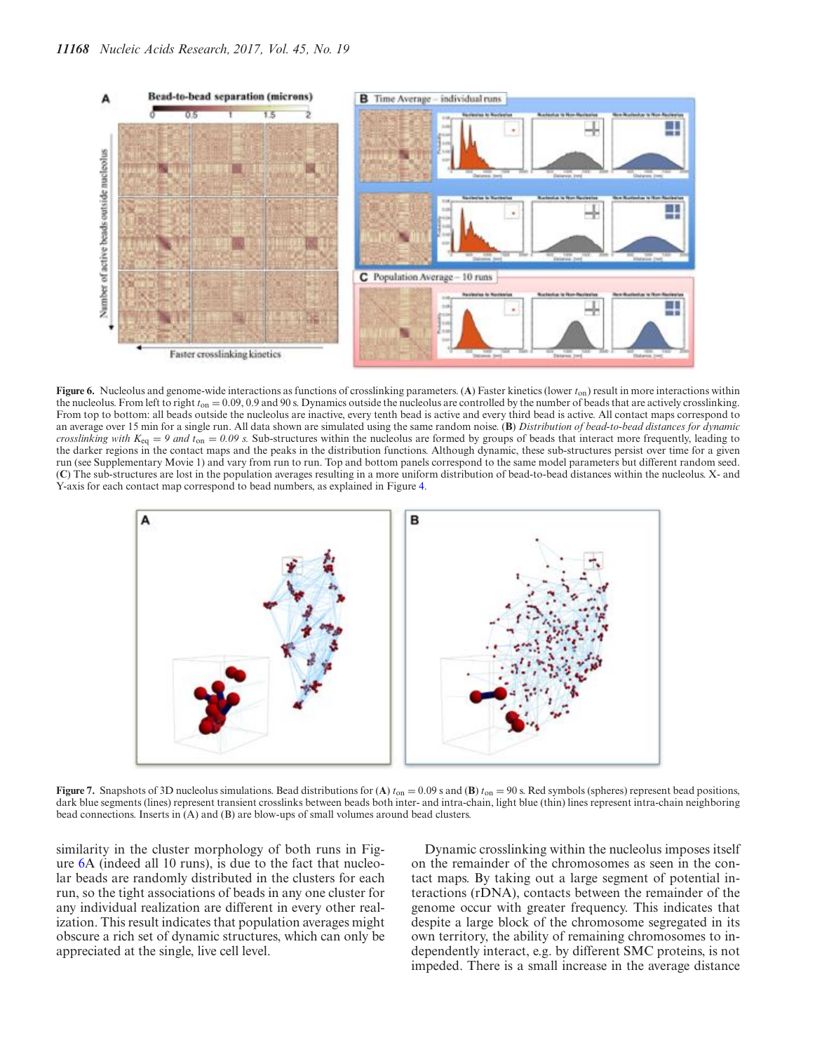**Figure 6.** Nucleolus and genome-wide interactions as functions of crosslinking parameters. (**A**) Faster kinetics (lower $t_{on}$) result in more interactions within the nucleolus. From left to right $t_{on} = 0.09$, 0.9 and 90 s. Dynamics outside the nucleolus are controlled by the number of beads that are actively crosslinking. From top to bottom: all beads outside the nucleolus are inactive, every tenth bead is active and every third bead is active. All contact maps correspond to an average over 15 min for a single run. All data shown are simulated using the same random noise. (**B**) *Distribution of bead-to-bead distances for dynamic crosslinking with $K_{eq} = 9$ and $t_{on} = 0.09$ s.* Sub-structures within the nucleolus are formed by groups of beads that interact more frequently, leading to the darker regions in the contact maps and the peaks in the distribution functions. Although dynamic, these sub-structures persist over time for a given run (see Supplementary Movie 1) and vary from run to run. Top and bottom panels correspond to the same model parameters but different random seed. (**C**) The sub-structures are lost in the population averages resulting in a more uniform distribution of bead-to-bead distances within the nucleolus. X- and Y-axis for each contact map correspond to bead numbers, as explained in Figure 4.

**Figure 7.** Snapshots of 3D nucleolus simulations. Bead distributions for (**A**) $t_{on} = 0.09$ s and (**B**) $t_{on} = 90$ s. Red symbols (spheres) represent bead positions, dark blue segments (lines) represent transient crosslinks between beads both inter- and intra-chain, light blue (thin) lines represent intra-chain neighboring bead connections. Inserts in (A) and (B) are blow-ups of small volumes around bead clusters.

similarity in the cluster morphology of both runs in Figure 6A (indeed all 10 runs), is due to the fact that nucleolar beads are randomly distributed in the clusters for each run, so the tight associations of beads in any one cluster for any individual realization are different in every other realization. This result indicates that population averages might obscure a rich set of dynamic structures, which can only be appreciated at the single, live cell level.

Dynamic crosslinking within the nucleolus imposes itself on the remainder of the chromosomes as seen in the contact maps. By taking out a large segment of potential interactions (rDNA), contacts between the remainder of the genome occur with greater frequency. This indicates that despite a large block of the chromosome segregated in its own territory, the ability of remaining chromosomes to independently interact, e.g. by different SMC proteins, is not impeded. There is a small increase in the average distance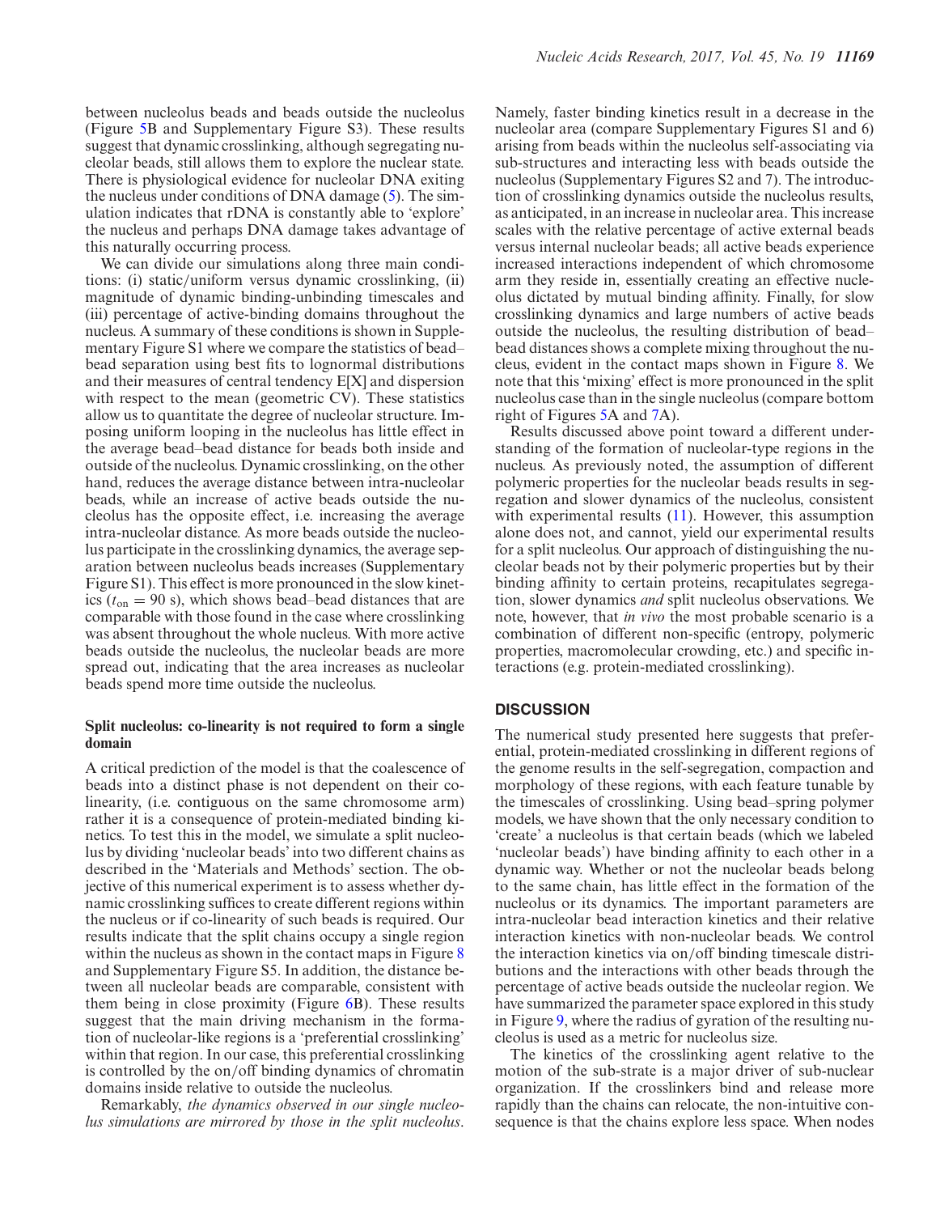between nucleolus beads and beads outside the nucleolus (Figure 5B and Supplementary Figure S3). These results suggest that dynamic crosslinking, although segregating nucleolar beads, still allows them to explore the nuclear state. There is physiological evidence for nucleolar DNA exiting the nucleus under conditions of DNA damage (5). The simulation indicates that rDNA is constantly able to 'explore' the nucleus and perhaps DNA damage takes advantage of this naturally occurring process.

We can divide our simulations along three main conditions: (i) static/uniform versus dynamic crosslinking, (ii) magnitude of dynamic binding-unbinding timescales and (iii) percentage of active-binding domains throughout the nucleus. A summary of these conditions is shown in Supplementary Figure S1 where we compare the statistics of bead–bead separation using best fits to lognormal distributions and their measures of central tendency E[X] and dispersion with respect to the mean (geometric CV). These statistics allow us to quantitate the degree of nucleolar structure. Imposing uniform looping in the nucleolus has little effect in the average bead–bead distance for beads both inside and outside of the nucleolus. Dynamic crosslinking, on the other hand, reduces the average distance between intra-nucleolar beads, while an increase of active beads outside the nucleolus has the opposite effect, i.e. increasing the average intra-nucleolar distance. As more beads outside the nucleolus participate in the crosslinking dynamics, the average separation between nucleolus beads increases (Supplementary Figure S1). This effect is more pronounced in the slow kinetics ($t_{\text{on}} = 90$ s), which shows bead–bead distances that are comparable with those found in the case where crosslinking was absent throughout the whole nucleus. With more active beads outside the nucleolus, the nucleolar beads are more spread out, indicating that the area increases as nucleolar beads spend more time outside the nucleolus.

### Split nucleolus: co-linearity is not required to form a single domain

A critical prediction of the model is that the coalescence of beads into a distinct phase is not dependent on their co-linearity, (i.e. contiguous on the same chromosome arm) rather it is a consequence of protein-mediated binding kinetics. To test this in the model, we simulate a split nucleolus by dividing 'nucleolar beads' into two different chains as described in the 'Materials and Methods' section. The objective of this numerical experiment is to assess whether dynamic crosslinking suffices to create different regions within the nucleus or if co-linearity of such beads is required. Our results indicate that the split chains occupy a single region within the nucleus as shown in the contact maps in Figure 8 and Supplementary Figure S5. In addition, the distance between all nucleolar beads are comparable, consistent with them being in close proximity (Figure 6B). These results suggest that the main driving mechanism in the formation of nucleolar-like regions is a 'preferential crosslinking' within that region. In our case, this preferential crosslinking is controlled by the on/off binding dynamics of chromatin domains inside relative to outside the nucleolus.

Remarkably, *the dynamics observed in our single nucleolus simulations are mirrored by those in the split nucleolus*. Namely, faster binding kinetics result in a decrease in the nucleolar area (compare Supplementary Figures S1 and 6) arising from beads within the nucleolus self-associating via sub-structures and interacting less with beads outside the nucleolus (Supplementary Figures S2 and 7). The introduction of crosslinking dynamics outside the nucleolus results, as anticipated, in an increase in nucleolar area. This increase scales with the relative percentage of active external beads versus internal nucleolar beads; all active beads experience increased interactions independent of which chromosome arm they reside in, essentially creating an effective nucleolus dictated by mutual binding affinity. Finally, for slow crosslinking dynamics and large numbers of active beads outside the nucleolus, the resulting distribution of bead–bead distances shows a complete mixing throughout the nucleus, evident in the contact maps shown in Figure 8. We note that this 'mixing' effect is more pronounced in the split nucleolus case than in the single nucleolus (compare bottom right of Figures 5A and 7A).

Results discussed above point toward a different understanding of the formation of nucleolar-type regions in the nucleus. As previously noted, the assumption of different polymeric properties for the nucleolar beads results in segregation and slower dynamics of the nucleolus, consistent with experimental results (11). However, this assumption alone does not, and cannot, yield our experimental results for a split nucleolus. Our approach of distinguishing the nucleolar beads not by their polymeric properties but by their binding affinity to certain proteins, recapitulates segregation, slower dynamics *and* split nucleolus observations. We note, however, that *in vivo* the most probable scenario is a combination of different non-specific (entropy, polymeric properties, macromolecular crowding, etc.) and specific interactions (e.g. protein-mediated crosslinking).

## DISCUSSION

The numerical study presented here suggests that preferential, protein-mediated crosslinking in different regions of the genome results in the self-segregation, compaction and morphology of these regions, with each feature tunable by the timescales of crosslinking. Using bead–spring polymer models, we have shown that the only necessary condition to 'create' a nucleolus is that certain beads (which we labeled 'nucleolar beads') have binding affinity to each other in a dynamic way. Whether or not the nucleolar beads belong to the same chain, has little effect in the formation of the nucleolus or its dynamics. The important parameters are intra-nucleolar bead interaction kinetics and their relative interaction kinetics with non-nucleolar beads. We control the interaction kinetics via on/off binding timescale distributions and the interactions with other beads through the percentage of active beads outside the nucleolar region. We have summarized the parameter space explored in this study in Figure 9, where the radius of gyration of the resulting nucleolus is used as a metric for nucleolus size.

The kinetics of the crosslinking agent relative to the motion of the sub-strate is a major driver of sub-nuclear organization. If the crosslinkers bind and release more rapidly than the chains can relocate, the non-intuitive consequence is that the chains explore less space. When nodes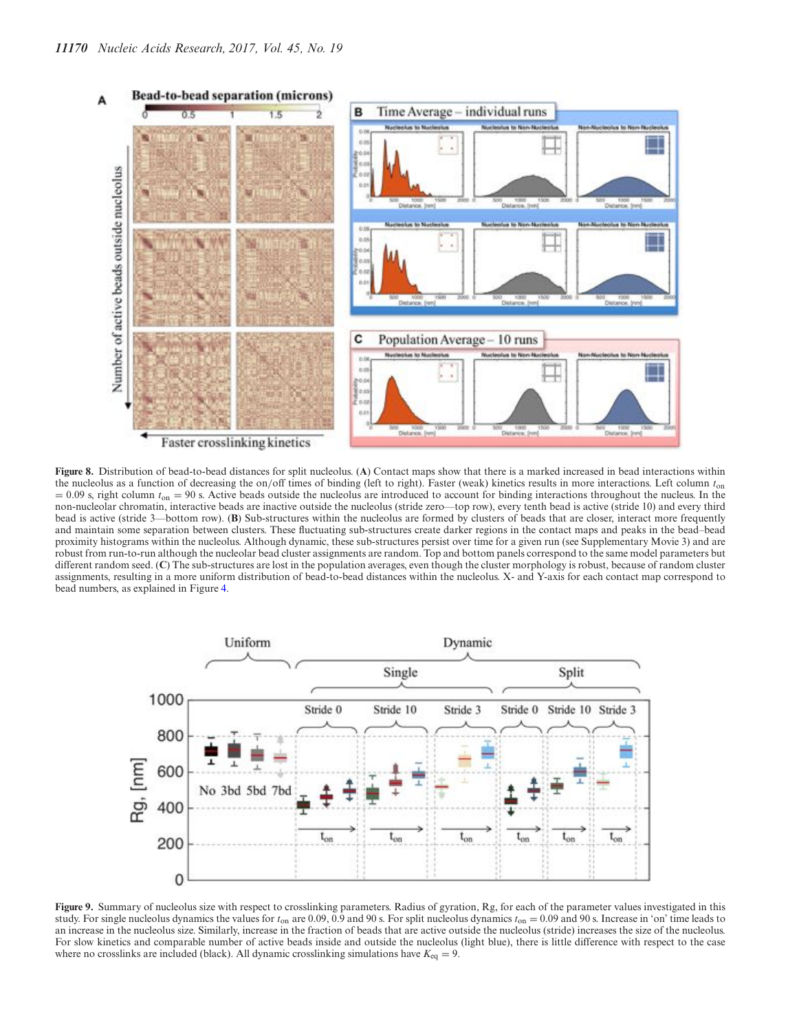**Figure 8.** Distribution of bead-to-bead distances for split nucleolus. (**A**) Contact maps show that there is a marked increased in bead interactions within the nucleolus as a function of decreasing the on/off times of binding (left to right). Faster (weak) kinetics results in more interactions. Left column $t_{on} = 0.09$ s, right column $t_{on} = 90$ s. Active beads outside the nucleolus are introduced to account for binding interactions throughout the nucleus. In the non-nucleolar chromatin, interactive beads are inactive outside the nucleolus (stride zero—top row), every tenth bead is active (stride 10) and every third bead is active (stride 3—bottom row). (**B**) Sub-structures within the nucleolus are formed by clusters of beads that are closer, interact more frequently and maintain some separation between clusters. These fluctuating sub-structures create darker regions in the contact maps and peaks in the bead–bead proximity histograms within the nucleolus. Although dynamic, these sub-structures persist over time for a given run (see Supplementary Movie 3) and are robust from run-to-run although the nucleolar bead cluster assignments are random. Top and bottom panels correspond to the same model parameters but different random seed. (**C**) The sub-structures are lost in the population averages, even though the cluster morphology is robust, because of random cluster assignments, resulting in a more uniform distribution of bead-to-bead distances within the nucleolus. X- and Y-axis for each contact map correspond to bead numbers, as explained in Figure 4.

**Figure 9.** Summary of nucleolus size with respect to crosslinking parameters. Radius of gyration, Rg, for each of the parameter values investigated in this study. For single nucleolus dynamics the values for $t_{on}$ are 0.09, 0.9 and 90 s. For split nucleolus dynamics $t_{on} = 0.09$ and 90 s. Increase in 'on' time leads to an increase in the nucleolus size. Similarly, increase in the fraction of beads that are active outside the nucleolus (stride) increases the size of the nucleolus. For slow kinetics and comparable number of active beads inside and outside the nucleolus (light blue), there is little difference with respect to the case where no crosslinks are included (black). All dynamic crosslinking simulations have $K_{eq} = 9$.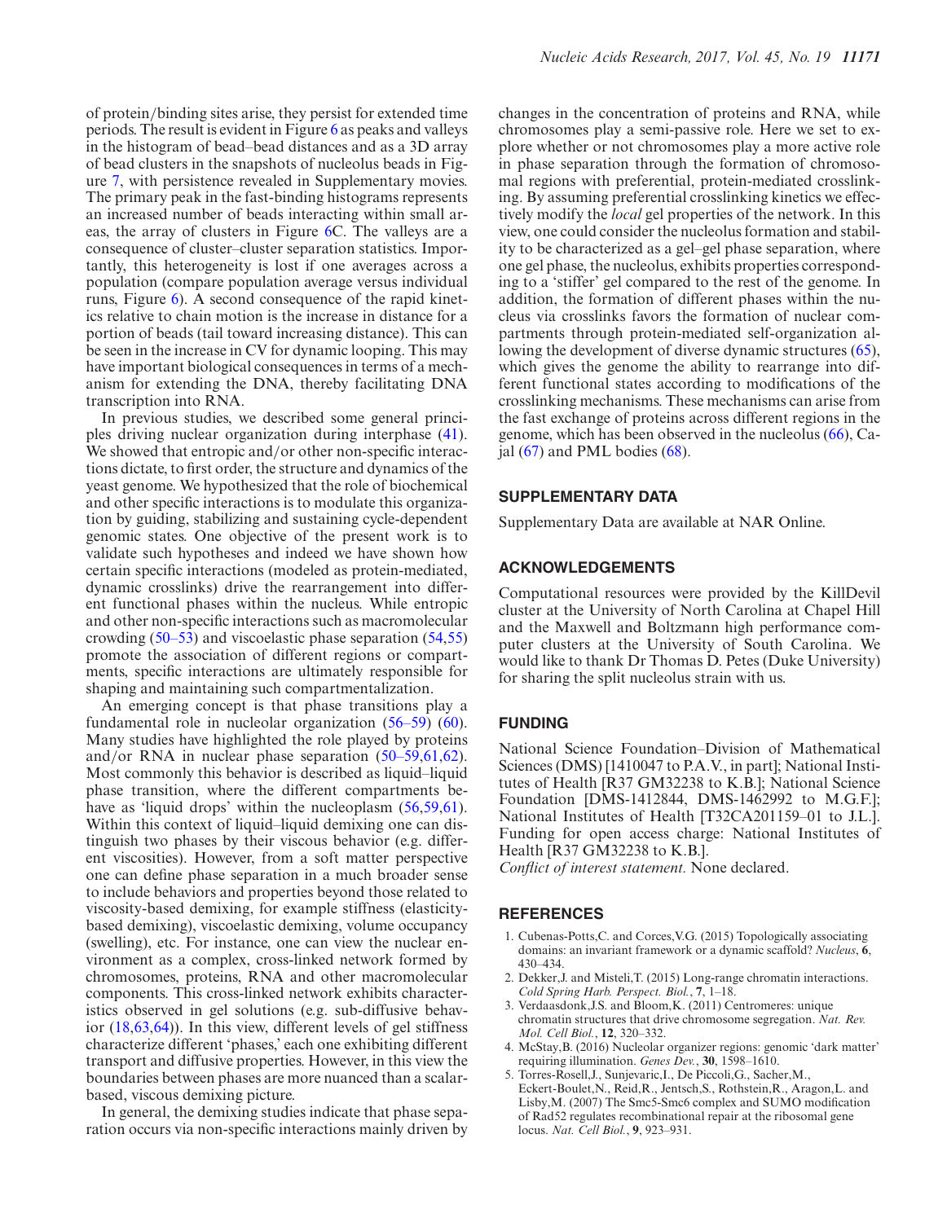of protein/binding sites arise, they persist for extended time periods. The result is evident in Figure 6 as peaks and valleys in the histogram of bead–bead distances and as a 3D array of bead clusters in the snapshots of nucleolus beads in Figure 7, with persistence revealed in Supplementary movies. The primary peak in the fast-binding histograms represents an increased number of beads interacting within small areas, the array of clusters in Figure 6C. The valleys are a consequence of cluster–cluster separation statistics. Importantly, this heterogeneity is lost if one averages across a population (compare population average versus individual runs, Figure 6). A second consequence of the rapid kinetics relative to chain motion is the increase in distance for a portion of beads (tail toward increasing distance). This can be seen in the increase in CV for dynamic looping. This may have important biological consequences in terms of a mechanism for extending the DNA, thereby facilitating DNA transcription into RNA.

In previous studies, we described some general principles driving nuclear organization during interphase (41). We showed that entropic and/or other non-specific interactions dictate, to first order, the structure and dynamics of the yeast genome. We hypothesized that the role of biochemical and other specific interactions is to modulate this organization by guiding, stabilizing and sustaining cycle-dependent genomic states. One objective of the present work is to validate such hypotheses and indeed we have shown how certain specific interactions (modeled as protein-mediated, dynamic crosslinks) drive the rearrangement into different functional phases within the nucleus. While entropic and other non-specific interactions such as macromolecular crowding (50–53) and viscoelastic phase separation (54,55) promote the association of different regions or compartments, specific interactions are ultimately responsible for shaping and maintaining such compartmentalization.

An emerging concept is that phase transitions play a fundamental role in nucleolar organization (56–59) (60). Many studies have highlighted the role played by proteins and/or RNA in nuclear phase separation (50–59,61,62). Most commonly this behavior is described as liquid–liquid phase transition, where the different compartments behave as 'liquid drops' within the nucleoplasm (56,59,61). Within this context of liquid–liquid demixing one can distinguish two phases by their viscous behavior (e.g. different viscosities). However, from a soft matter perspective one can define phase separation in a much broader sense to include behaviors and properties beyond those related to viscosity-based demixing, for example stiffness (elasticity-based demixing), viscoelastic demixing, volume occupancy (swelling), etc. For instance, one can view the nuclear environment as a complex, cross-linked network formed by chromosomes, proteins, RNA and other macromolecular components. This cross-linked network exhibits characteristics observed in gel solutions (e.g. sub-diffusive behavior (18,63,64)). In this view, different levels of gel stiffness characterize different 'phases,' each one exhibiting different transport and diffusive properties. However, in this view the boundaries between phases are more nuanced than a scalar-based, viscous demixing picture.

In general, the demixing studies indicate that phase separation occurs via non-specific interactions mainly driven by changes in the concentration of proteins and RNA, while chromosomes play a semi-passive role. Here we set to explore whether or not chromosomes play a more active role in phase separation through the formation of chromosomal regions with preferential, protein-mediated crosslinking. By assuming preferential crosslinking kinetics we effectively modify the *local* gel properties of the network. In this view, one could consider the nucleolus formation and stability to be characterized as a gel–gel phase separation, where one gel phase, the nucleolus, exhibits properties corresponding to a 'stiffer' gel compared to the rest of the genome. In addition, the formation of different phases within the nucleus via crosslinks favors the formation of nuclear compartments through protein-mediated self-organization allowing the development of diverse dynamic structures (65), which gives the genome the ability to rearrange into different functional states according to modifications of the crosslinking mechanisms. These mechanisms can arise from the fast exchange of proteins across different regions in the genome, which has been observed in the nucleolus (66), Cajal (67) and PML bodies (68).

## SUPPLEMENTARY DATA

Supplementary Data are available at NAR Online.

## ACKNOWLEDGEMENTS

Computational resources were provided by the KillDevil cluster at the University of North Carolina at Chapel Hill and the Maxwell and Boltzmann high performance computer clusters at the University of South Carolina. We would like to thank Dr Thomas D. Petes (Duke University) for sharing the split nucleolus strain with us.

## FUNDING

National Science Foundation–Division of Mathematical Sciences (DMS) [1410047 to P.A.V., in part]; National Institutes of Health [R37 GM32238 to K.B.]; National Science Foundation [DMS-1412844, DMS-1462992 to M.G.F.]; National Institutes of Health [T32CA201159–01 to J.L.]. Funding for open access charge: National Institutes of Health [R37 GM32238 to K.B.].

*Conflict of interest statement.* None declared.

## REFERENCES

1. Cubenas-Potts,C. and Corces,V.G. (2015) Topologically associating domains: an invariant framework or a dynamic scaffold? *Nucleus*, **6**, 430–434.
2. Dekker,J. and Misteli,T. (2015) Long-range chromatin interactions. *Cold Spring Harb. Perspect. Biol.*, **7**, 1–18.
3. Verdaasdonk,J.S. and Bloom,K. (2011) Centromeres: unique chromatin structures that drive chromosome segregation. *Nat. Rev. Mol. Cell Biol.*, **12**, 320–332.
4. McStay,B. (2016) Nucleolar organizer regions: genomic 'dark matter' requiring illumination. *Genes Dev.*, **30**, 1598–1610.
5. Torres-Rosell,J., Sunjevaric,I., De Piccoli,G., Sacher,M., Eckert-Boulet,N., Reid,R., Jentsch,S., Rothstein,R., Aragon,L. and Lisby,M. (2007) The Smc5-Smc6 complex and SUMO modification of Rad52 regulates recombinational repair at the ribosomal gene locus. *Nat. Cell Biol.*, **9**, 923–931.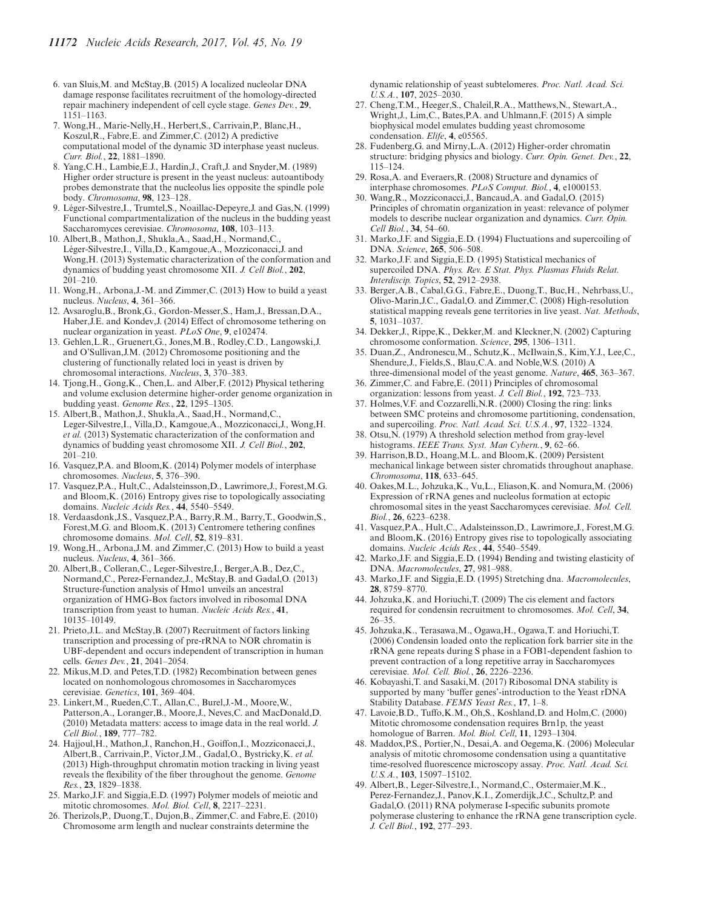6. van Sluis,M. and McStay,B. (2015) A localized nucleolar DNA damage response facilitates recruitment of the homology-directed repair machinery independent of cell cycle stage. *Genes Dev.*, **29**, 1151–1163.
7. Wong,H., Marie-Nelly,H., Herbert,S., Carrivain,P., Blanc,H., Koszul,R., Fabre,E. and Zimmer,C. (2012) A predictive computational model of the dynamic 3D interphase yeast nucleus. *Curr. Biol.*, **22**, 1881–1890.
8. Yang,C.H., Lambie,E.J., Hardin,J., Craft,J. and Snyder,M. (1989) Higher order structure is present in the yeast nucleus: autoantibody probes demonstrate that the nucleolus lies opposite the spindle pole body. *Chromosoma*, **98**, 123–128.
9. Léger-Silvestre,I., Trumtel,S., Noaillac-Depeyre,J. and Gas,N. (1999) Functional compartmentalization of the nucleus in the budding yeast Saccharomyces cerevisiae. *Chromosoma*, **108**, 103–113.
10. Albert,B., Mathon,J., Shukla,A., Saad,H., Normand,C., Léger-Silvestre,I., Villa,D., Kamgoue,A., Mozziconacci,J. and Wong,H. (2013) Systematic characterization of the conformation and dynamics of budding yeast chromosome XII. *J. Cell Biol.*, **202**, 201–210.
11. Wong,H., Arbona,J.-M. and Zimmer,C. (2013) How to build a yeast nucleus. *Nucleus*, **4**, 361–366.
12. Avsaroglu,B., Bronk,G., Gordon-Messer,S., Ham,J., Bressan,D.A., Haber,J.E. and Kondev,J. (2014) Effect of chromosome tethering on nuclear organization in yeast. *PLoS One*, **9**, e102474.
13. Gehlen,L.R., Gruenert,G., Jones,M.B., Rodley,C.D., Langowski,J. and O'Sullivan,J.M. (2012) Chromosome positioning and the clustering of functionally related loci in yeast is driven by chromosomal interactions. *Nucleus*, **3**, 370–383.
14. Tjong,H., Gong,K., Chen,L. and Alber,F. (2012) Physical tethering and volume exclusion determine higher-order genome organization in budding yeast. *Genome Res.*, **22**, 1295–1305.
15. Albert,B., Mathon,J., Shukla,A., Saad,H., Normand,C., Leger-Silvestre,I., Villa,D., Kamgoue,A., Mozziconacci,J., Wong,H. *et al.* (2013) Systematic characterization of the conformation and dynamics of budding yeast chromosome XII. *J. Cell Biol.*, **202**, 201–210.
16. Vasquez,P.A. and Bloom,K. (2014) Polymer models of interphase chromosomes. *Nucleus*, **5**, 376–390.
17. Vasquez,P.A., Hult,C., Adalsteinsson,D., Lawrimore,J., Forest,M.G. and Bloom,K. (2016) Entropy gives rise to topologically associating domains. *Nucleic Acids Res.*, **44**, 5540–5549.
18. Verdaasdonk,J.S., Vasquez,P.A., Barry,R.M., Barry,T., Goodwin,S., Forest,M.G. and Bloom,K. (2013) Centromere tethering confines chromosome domains. *Mol. Cell*, **52**, 819–831.
19. Wong,H., Arbona,J.M. and Zimmer,C. (2013) How to build a yeast nucleus. *Nucleus*, **4**, 361–366.
20. Albert,B., Colleran,C., Leger-Silvestre,I., Berger,A.B., Dez,C., Normand,C., Perez-Fernandez,J., McStay,B. and Gadal,O. (2013) Structure-function analysis of Hmo1 unveils an ancestral organization of HMG-Box factors involved in ribosomal DNA transcription from yeast to human. *Nucleic Acids Res.*, **41**, 10135–10149.
21. Prieto,J.L. and McStay,B. (2007) Recruitment of factors linking transcription and processing of pre-rRNA to NOR chromatin is UBF-dependent and occurs independent of transcription in human cells. *Genes Dev.*, **21**, 2041–2054.
22. Mikus,M.D. and Petes,T.D. (1982) Recombination between genes located on nonhomologous chromosomes in Saccharomyces cerevisiae. *Genetics*, **101**, 369–404.
23. Linkert,M., Rueden,C.T., Allan,C., Burel,J.-M., Moore,W., Patterson,A., Loranger,B., Moore,J., Neves,C. and MacDonald,D. (2010) Metadata matters: access to image data in the real world. *J. Cell Biol.*, **189**, 777–782.
24. Hajjoul,H., Mathon,J., Ranchon,H., Goiffon,I., Mozziconacci,J., Albert,B., Carrivain,P., Victor,J.M., Gadal,O., Bystricky,K. *et al.* (2013) High-throughput chromatin motion tracking in living yeast reveals the flexibility of the fiber throughout the genome. *Genome Res.*, **23**, 1829–1838.
25. Marko,J.F. and Siggia,E.D. (1997) Polymer models of meiotic and mitotic chromosomes. *Mol. Biol. Cell*, **8**, 2217–2231.
26. Therizols,P., Duong,T., Dujon,B., Zimmer,C. and Fabre,E. (2010) Chromosome arm length and nuclear constraints determine the dynamic relationship of yeast subtelomeres. *Proc. Natl. Acad. Sci. U.S.A.*, **107**, 2025–2030.
27. Cheng,T.M., Heeger,S., Chaleil,R.A., Matthews,N., Stewart,A., Wright,J., Lim,C., Bates,P.A. and Uhlmann,F. (2015) A simple biophysical model emulates budding yeast chromosome condensation. *Elife*, **4**, e05565.
28. Fudenberg,G. and Mirny,L.A. (2012) Higher-order chromatin structure: bridging physics and biology. *Curr. Opin. Genet. Dev.*, **22**, 115–124.
29. Rosa,A. and Everaers,R. (2008) Structure and dynamics of interphase chromosomes. *PLoS Comput. Biol.*, **4**, e1000153.
30. Wang,R., Mozziconacci,J., Bancaud,A. and Gadal,O. (2015) Principles of chromatin organization in yeast: relevance of polymer models to describe nuclear organization and dynamics. *Curr. Opin. Cell Biol.*, **34**, 54–60.
31. Marko,J.F. and Siggia,E.D. (1994) Fluctuations and supercoiling of DNA. *Science*, **265**, 506–508.
32. Marko,J.F. and Siggia,E.D. (1995) Statistical mechanics of supercoiled DNA. *Phys. Rev. E Stat. Phys. Plasmas Fluids Relat. Interdiscip. Topics*, **52**, 2912–2938.
33. Berger,A.B., Cabal,G.G., Fabre,E., Duong,T., Buc,H., Nehrbass,U., Olivo-Marin,J.C., Gadal,O. and Zimmer,C. (2008) High-resolution statistical mapping reveals gene territories in live yeast. *Nat. Methods*, **5**, 1031–1037.
34. Dekker,J., Rippe,K., Dekker,M. and Kleckner,N. (2002) Capturing chromosome conformation. *Science*, **295**, 1306–1311.
35. Duan,Z., Andronescu,M., Schutz,K., McIlwain,S., Kim,Y.J., Lee,C., Shendure,J., Fields,S., Blau,C.A. and Noble,W.S. (2010) A three-dimensional model of the yeast genome. *Nature*, **465**, 363–367.
36. Zimmer,C. and Fabre,E. (2011) Principles of chromosomal organization: lessons from yeast. *J. Cell Biol.*, **192**, 723–733.
37. Holmes,V.F. and Cozzarelli,N.R. (2000) Closing the ring: links between SMC proteins and chromosome partitioning, condensation, and supercoiling. *Proc. Natl. Acad. Sci. U.S.A.*, **97**, 1322–1324.
38. Otsu,N. (1979) A threshold selection method from gray-level histograms. *IEEE Trans. Syst. Man Cybern.*, **9**, 62–66.
39. Harrison,B.D., Hoang,M.L. and Bloom,K. (2009) Persistent mechanical linkage between sister chromatids throughout anaphase. *Chromosoma*, **118**, 633–645.
40. Oakes,M.L., Johzuka,K., Vu,L., Eliason,K. and Nomura,M. (2006) Expression of rRNA genes and nucleolus formation at ectopic chromosomal sites in the yeast Saccharomyces cerevisiae. *Mol. Cell. Biol.*, **26**, 6223–6238.
41. Vasquez,P.A., Hult,C., Adalsteinsson,D., Lawrimore,J., Forest,M.G. and Bloom,K. (2016) Entropy gives rise to topologically associating domains. *Nucleic Acids Res.*, **44**, 5540–5549.
42. Marko,J.F. and Siggia,E.D. (1994) Bending and twisting elasticity of DNA. *Macromolecules*, **27**, 981–988.
43. Marko,J.F. and Siggia,E.D. (1995) Stretching dna. *Macromolecules*, **28**, 8759–8770.
44. Johzuka,K. and Horiuchi,T. (2009) The cis element and factors required for condensin recruitment to chromosomes. *Mol. Cell*, **34**, 26–35.
45. Johzuka,K., Terasawa,M., Ogawa,H., Ogawa,T. and Horiuchi,T. (2006) Condensin loaded onto the replication fork barrier site in the rRNA gene repeats during S phase in a FOB1-dependent fashion to prevent contraction of a long repetitive array in Saccharomyces cerevisiae. *Mol. Cell. Biol.*, **26**, 2226–2236.
46. Kobayashi,T. and Sasaki,M. (2017) Ribosomal DNA stability is supported by many 'buffer genes'-introduction to the Yeast rDNA Stability Database. *FEMS Yeast Res.*, **17**, 1–8.
47. Lavoie,B.D., Tuffo,K.M., Oh,S., Koshland,D. and Holm,C. (2000) Mitotic chromosome condensation requires Brn1p, the yeast homologue of Barren. *Mol. Biol. Cell*, **11**, 1293–1304.
48. Maddox,P.S., Portier,N., Desai,A. and Oegema,K. (2006) Molecular analysis of mitotic chromosome condensation using a quantitative time-resolved fluorescence microscopy assay. *Proc. Natl. Acad. Sci. U.S.A.*, **103**, 15097–15102.
49. Albert,B., Leger-Silvestre,I., Normand,C., Ostermaier,M.K., Perez-Fernandez,J., Panov,K.I., Zomerdijk,J.C., Schultz,P. and Gadal,O. (2011) RNA polymerase I-specific subunits promote polymerase clustering to enhance the rRNA gene transcription cycle. *J. Cell Biol.*, **192**, 277–293.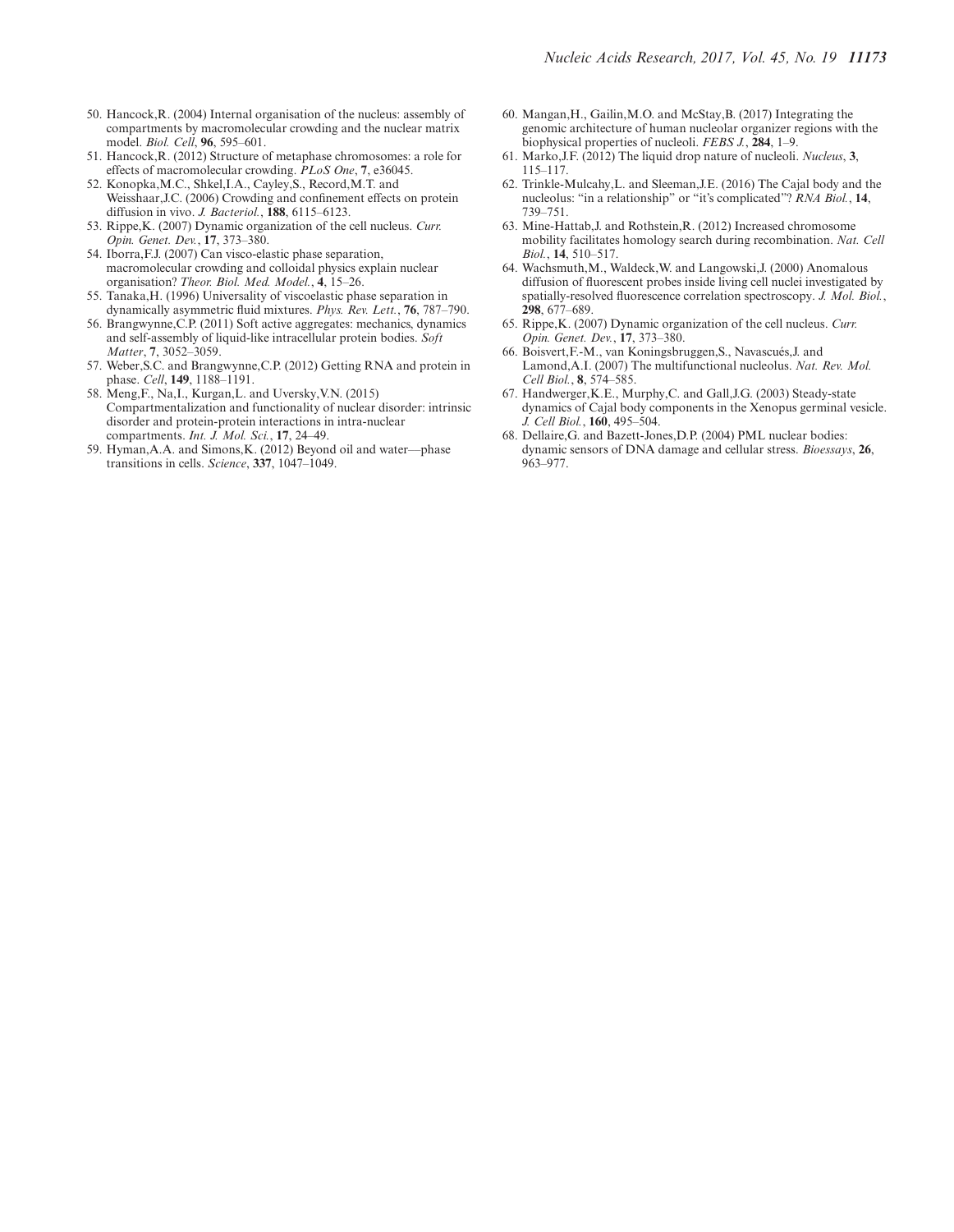50. Hancock,R. (2004) Internal organisation of the nucleus: assembly of compartments by macromolecular crowding and the nuclear matrix model. *Biol. Cell*, **96**, 595–601.
51. Hancock,R. (2012) Structure of metaphase chromosomes: a role for effects of macromolecular crowding. *PLoS One*, **7**, e36045.
52. Konopka,M.C., Shkel,I.A., Cayley,S., Record,M.T. and Weisshaar,J.C. (2006) Crowding and confinement effects on protein diffusion in vivo. *J. Bacteriol.*, **188**, 6115–6123.
53. Rippe,K. (2007) Dynamic organization of the cell nucleus. *Curr. Opin. Genet. Dev.*, **17**, 373–380.
54. Iborra,F.J. (2007) Can visco-elastic phase separation, macromolecular crowding and colloidal physics explain nuclear organisation? *Theor. Biol. Med. Model.*, **4**, 15–26.
55. Tanaka,H. (1996) Universality of viscoelastic phase separation in dynamically asymmetric fluid mixtures. *Phys. Rev. Lett.*, **76**, 787–790.
56. Brangwynne,C.P. (2011) Soft active aggregates: mechanics, dynamics and self-assembly of liquid-like intracellular protein bodies. *Soft Matter*, **7**, 3052–3059.
57. Weber,S.C. and Brangwynne,C.P. (2012) Getting RNA and protein in phase. *Cell*, **149**, 1188–1191.
58. Meng,F., Na,I., Kurgan,L. and Uversky,V.N. (2015) Compartmentalization and functionality of nuclear disorder: intrinsic disorder and protein-protein interactions in intra-nuclear compartments. *Int. J. Mol. Sci.*, **17**, 24–49.
59. Hyman,A.A. and Simons,K. (2012) Beyond oil and water—phase transitions in cells. *Science*, **337**, 1047–1049.
60. Mangan,H., Gailin,M.O. and McStay,B. (2017) Integrating the genomic architecture of human nucleolar organizer regions with the biophysical properties of nucleoli. *FEBS J.*, **284**, 1–9.
61. Marko,J.F. (2012) The liquid drop nature of nucleoli. *Nucleus*, **3**, 115–117.
62. Trinkle-Mulcahy,L. and Sleeman,J.E. (2016) The Cajal body and the nucleolus: "in a relationship" or "it's complicated"? *RNA Biol.*, **14**, 739–751.
63. Mine-Hattab,J. and Rothstein,R. (2012) Increased chromosome mobility facilitates homology search during recombination. *Nat. Cell Biol.*, **14**, 510–517.
64. Wachsmuth,M., Waldeck,W. and Langowski,J. (2000) Anomalous diffusion of fluorescent probes inside living cell nuclei investigated by spatially-resolved fluorescence correlation spectroscopy. *J. Mol. Biol.*, **298**, 677–689.
65. Rippe,K. (2007) Dynamic organization of the cell nucleus. *Curr. Opin. Genet. Dev.*, **17**, 373–380.
66. Boisvert,F.-M., van Koningsbruggen,S., Navascués,J. and Lamond,A.I. (2007) The multifunctional nucleolus. *Nat. Rev. Mol. Cell Biol.*, **8**, 574–585.
67. Handwerger,K.E., Murphy,C. and Gall,J.G. (2003) Steady-state dynamics of Cajal body components in the Xenopus germinal vesicle. *J. Cell Biol.*, **160**, 495–504.
68. Dellaire,G. and Bazett-Jones,D.P. (2004) PML nuclear bodies: dynamic sensors of DNA damage and cellular stress. *Bioessays*, **26**, 963–977.